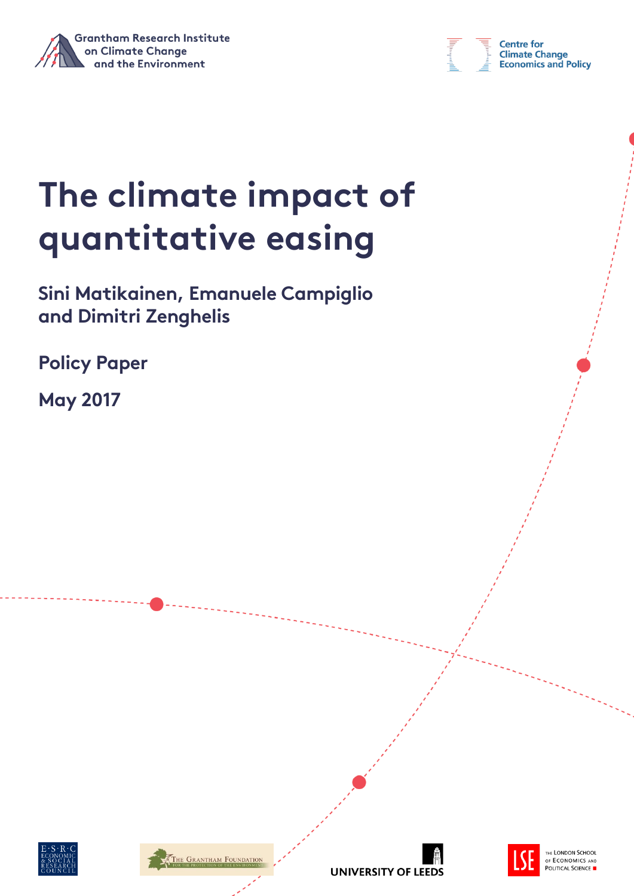Grantham Research Institute on Climate Change and the Environment

Centre for Climate Change Economics and Policy

# The climate impact of quantitative easing

**Sini Matikainen, Emanuele Campiglio and Dimitri Zenghelis**

**Policy Paper**

**May 2017**

ESRC Economic & Social Research Council

The Grantham Foundation for the Protection of the Environment

University of Leeds

The London School of Economics and Political Science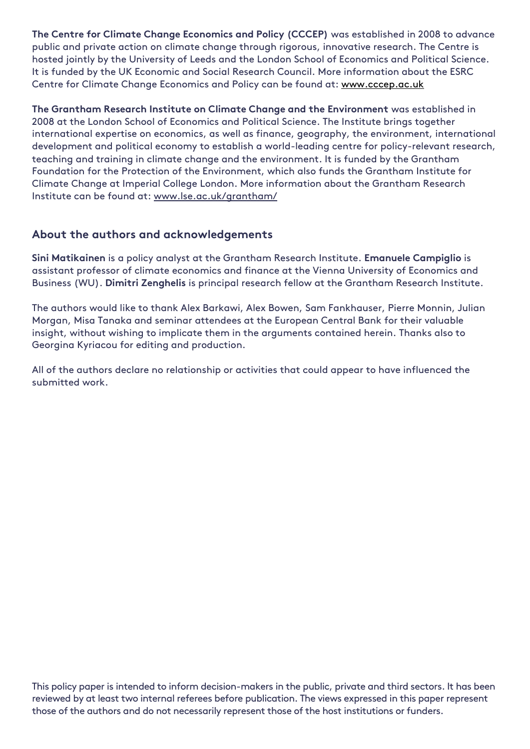**The Centre for Climate Change Economics and Policy (CCCEP)** was established in 2008 to advance public and private action on climate change through rigorous, innovative research. The Centre is hosted jointly by the University of Leeds and the London School of Economics and Political Science. It is funded by the UK Economic and Social Research Council. More information about the ESRC Centre for Climate Change Economics and Policy can be found at: www.cccep.ac.uk

**The Grantham Research Institute on Climate Change and the Environment** was established in 2008 at the London School of Economics and Political Science. The Institute brings together international expertise on economics, as well as finance, geography, the environment, international development and political economy to establish a world-leading centre for policy-relevant research, teaching and training in climate change and the environment. It is funded by the Grantham Foundation for the Protection of the Environment, which also funds the Grantham Institute for Climate Change at Imperial College London. More information about the Grantham Research Institute can be found at: www.lse.ac.uk/grantham/

## About the authors and acknowledgements

**Sini Matikainen** is a policy analyst at the Grantham Research Institute. **Emanuele Campiglio** is assistant professor of climate economics and finance at the Vienna University of Economics and Business (WU). **Dimitri Zenghelis** is principal research fellow at the Grantham Research Institute.

The authors would like to thank Alex Barkawi, Alex Bowen, Sam Fankhauser, Pierre Monnin, Julian Morgan, Misa Tanaka and seminar attendees at the European Central Bank for their valuable insight, without wishing to implicate them in the arguments contained herein. Thanks also to Georgina Kyriacou for editing and production.

All of the authors declare no relationship or activities that could appear to have influenced the submitted work.

This policy paper is intended to inform decision-makers in the public, private and third sectors. It has been reviewed by at least two internal referees before publication. The views expressed in this paper represent those of the authors and do not necessarily represent those of the host institutions or funders.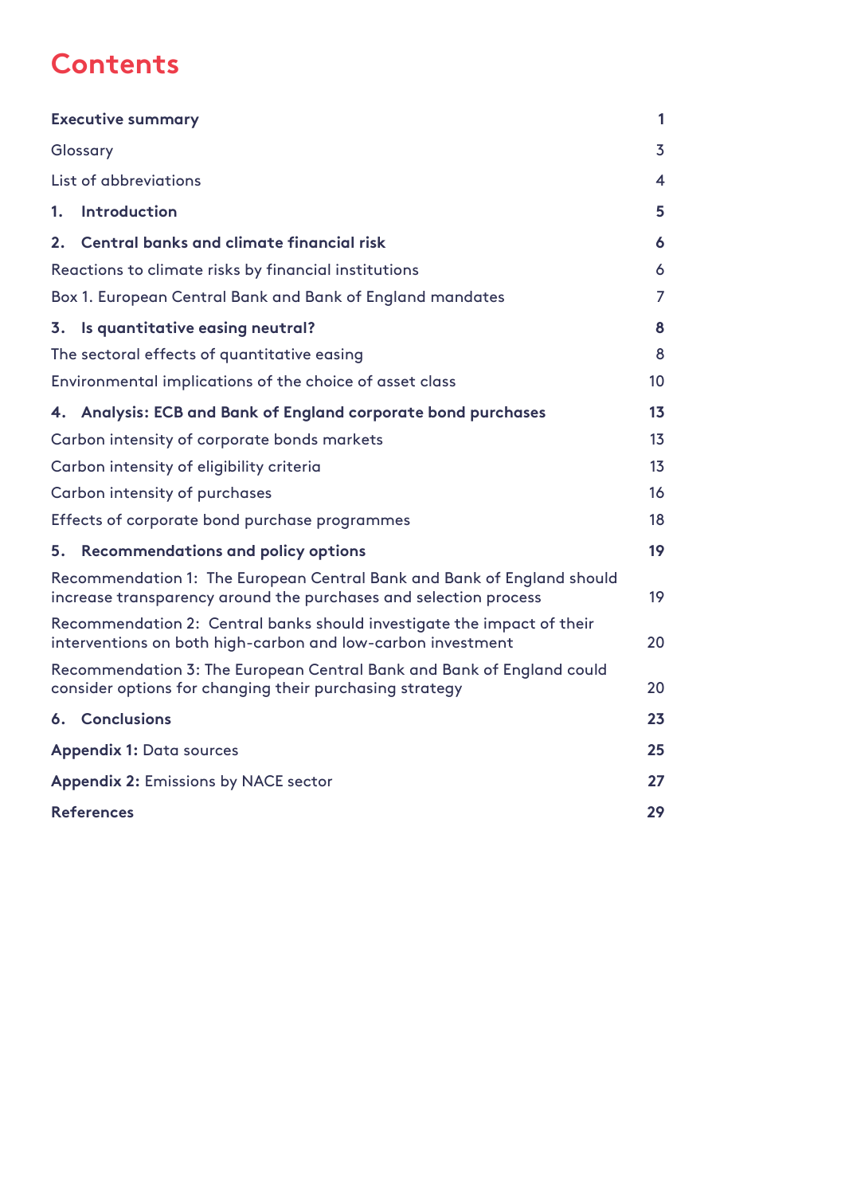# Contents

| | |
|---|---|
| **Executive summary** | **1** |
| Glossary | 3 |
| List of abbreviations | 4 |
| **1. Introduction** | **5** |
| **2. Central banks and climate financial risk** | **6** |
| Reactions to climate risks by financial institutions | 6 |
| Box 1. European Central Bank and Bank of England mandates | 7 |
| **3. Is quantitative easing neutral?** | **8** |
| The sectoral effects of quantitative easing | 8 |
| Environmental implications of the choice of asset class | 10 |
| **4. Analysis: ECB and Bank of England corporate bond purchases** | **13** |
| Carbon intensity of corporate bonds markets | 13 |
| Carbon intensity of eligibility criteria | 13 |
| Carbon intensity of purchases | 16 |
| Effects of corporate bond purchase programmes | 18 |
| **5. Recommendations and policy options** | **19** |
| Recommendation 1: The European Central Bank and Bank of England should increase transparency around the purchases and selection process | 19 |
| Recommendation 2: Central banks should investigate the impact of their interventions on both high-carbon and low-carbon investment | 20 |
| Recommendation 3: The European Central Bank and Bank of England could consider options for changing their purchasing strategy | 20 |
| **6. Conclusions** | **23** |
| **Appendix 1:** Data sources | **25** |
| **Appendix 2:** Emissions by NACE sector | **27** |
| **References** | **29** |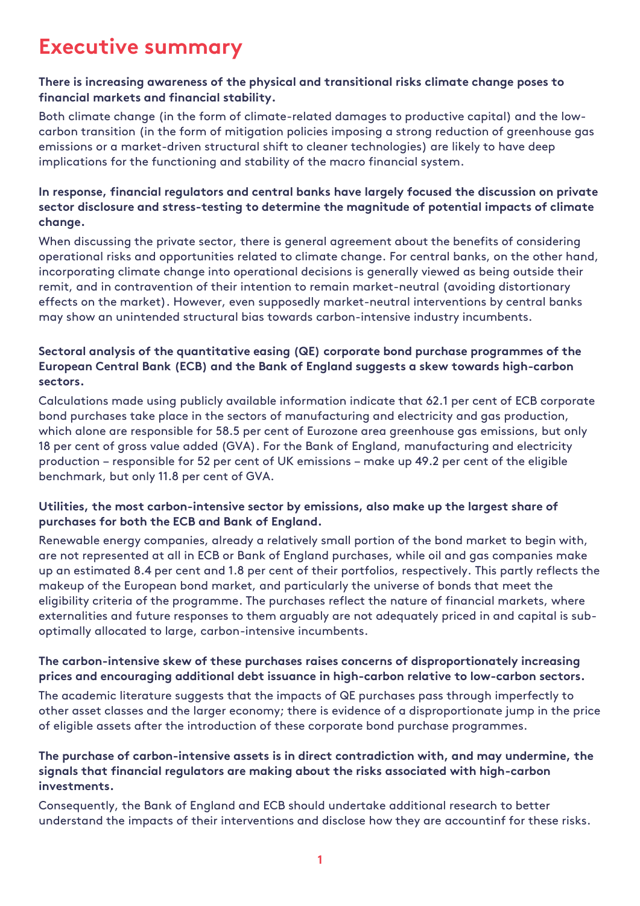# Executive summary

**There is increasing awareness of the physical and transitional risks climate change poses to financial markets and financial stability.**

Both climate change (in the form of climate-related damages to productive capital) and the low-carbon transition (in the form of mitigation policies imposing a strong reduction of greenhouse gas emissions or a market-driven structural shift to cleaner technologies) are likely to have deep implications for the functioning and stability of the macro financial system.

**In response, financial regulators and central banks have largely focused the discussion on private sector disclosure and stress-testing to determine the magnitude of potential impacts of climate change.**

When discussing the private sector, there is general agreement about the benefits of considering operational risks and opportunities related to climate change. For central banks, on the other hand, incorporating climate change into operational decisions is generally viewed as being outside their remit, and in contravention of their intention to remain market-neutral (avoiding distortionary effects on the market). However, even supposedly market-neutral interventions by central banks may show an unintended structural bias towards carbon-intensive industry incumbents.

**Sectoral analysis of the quantitative easing (QE) corporate bond purchase programmes of the European Central Bank (ECB) and the Bank of England suggests a skew towards high-carbon sectors.**

Calculations made using publicly available information indicate that 62.1 per cent of ECB corporate bond purchases take place in the sectors of manufacturing and electricity and gas production, which alone are responsible for 58.5 per cent of Eurozone area greenhouse gas emissions, but only 18 per cent of gross value added (GVA). For the Bank of England, manufacturing and electricity production – responsible for 52 per cent of UK emissions – make up 49.2 per cent of the eligible benchmark, but only 11.8 per cent of GVA.

**Utilities, the most carbon-intensive sector by emissions, also make up the largest share of purchases for both the ECB and Bank of England.**

Renewable energy companies, already a relatively small portion of the bond market to begin with, are not represented at all in ECB or Bank of England purchases, while oil and gas companies make up an estimated 8.4 per cent and 1.8 per cent of their portfolios, respectively. This partly reflects the makeup of the European bond market, and particularly the universe of bonds that meet the eligibility criteria of the programme. The purchases reflect the nature of financial markets, where externalities and future responses to them arguably are not adequately priced in and capital is sub-optimally allocated to large, carbon-intensive incumbents.

**The carbon-intensive skew of these purchases raises concerns of disproportionately increasing prices and encouraging additional debt issuance in high-carbon relative to low-carbon sectors.**

The academic literature suggests that the impacts of QE purchases pass through imperfectly to other asset classes and the larger economy; there is evidence of a disproportionate jump in the price of eligible assets after the introduction of these corporate bond purchase programmes.

**The purchase of carbon-intensive assets is in direct contradiction with, and may undermine, the signals that financial regulators are making about the risks associated with high-carbon investments.**

Consequently, the Bank of England and ECB should undertake additional research to better understand the impacts of their interventions and disclose how they are accountinf for these risks.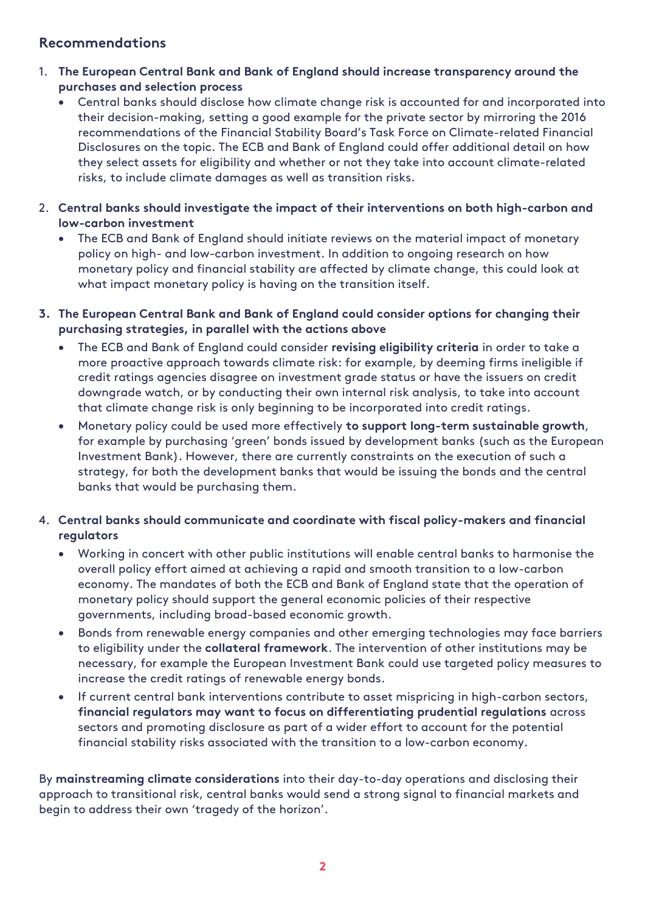## Recommendations

1. **The European Central Bank and Bank of England should increase transparency around the purchases and selection process**
   - Central banks should disclose how climate change risk is accounted for and incorporated into their decision-making, setting a good example for the private sector by mirroring the 2016 recommendations of the Financial Stability Board's Task Force on Climate-related Financial Disclosures on the topic. The ECB and Bank of England could offer additional detail on how they select assets for eligibility and whether or not they take into account climate-related risks, to include climate damages as well as transition risks.

2. **Central banks should investigate the impact of their interventions on both high-carbon and low-carbon investment**
   - The ECB and Bank of England should initiate reviews on the material impact of monetary policy on high- and low-carbon investment. In addition to ongoing research on how monetary policy and financial stability are affected by climate change, this could look at what impact monetary policy is having on the transition itself.

3. **The European Central Bank and Bank of England could consider options for changing their purchasing strategies, in parallel with the actions above**
   - The ECB and Bank of England could consider **revising eligibility criteria** in order to take a more proactive approach towards climate risk: for example, by deeming firms ineligible if credit ratings agencies disagree on investment grade status or have the issuers on credit downgrade watch, or by conducting their own internal risk analysis, to take into account that climate change risk is only beginning to be incorporated into credit ratings.
   - Monetary policy could be used more effectively **to support long-term sustainable growth**, for example by purchasing 'green' bonds issued by development banks (such as the European Investment Bank). However, there are currently constraints on the execution of such a strategy, for both the development banks that would be issuing the bonds and the central banks that would be purchasing them.

4. **Central banks should communicate and coordinate with fiscal policy-makers and financial regulators**
   - Working in concert with other public institutions will enable central banks to harmonise the overall policy effort aimed at achieving a rapid and smooth transition to a low-carbon economy. The mandates of both the ECB and Bank of England state that the operation of monetary policy should support the general economic policies of their respective governments, including broad-based economic growth.
   - Bonds from renewable energy companies and other emerging technologies may face barriers to eligibility under the **collateral framework**. The intervention of other institutions may be necessary, for example the European Investment Bank could use targeted policy measures to increase the credit ratings of renewable energy bonds.
   - If current central bank interventions contribute to asset mispricing in high-carbon sectors, **financial regulators may want to focus on differentiating prudential regulations** across sectors and promoting disclosure as part of a wider effort to account for the potential financial stability risks associated with the transition to a low-carbon economy.

By **mainstreaming climate considerations** into their day-to-day operations and disclosing their approach to transitional risk, central banks would send a strong signal to financial markets and begin to address their own 'tragedy of the horizon'.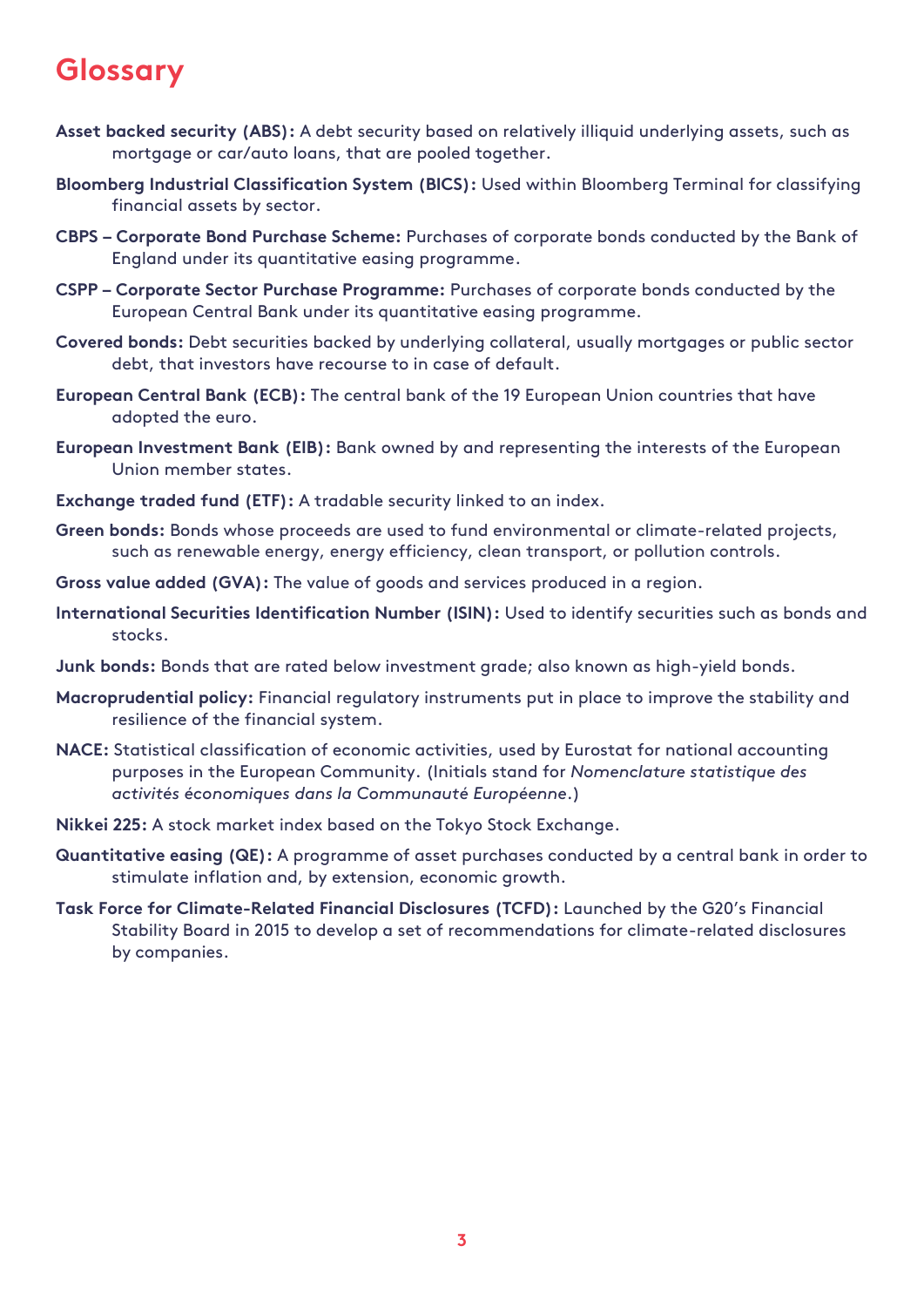# Glossary

**Asset backed security (ABS):** A debt security based on relatively illiquid underlying assets, such as mortgage or car/auto loans, that are pooled together.

**Bloomberg Industrial Classification System (BICS):** Used within Bloomberg Terminal for classifying financial assets by sector.

**CBPS – Corporate Bond Purchase Scheme:** Purchases of corporate bonds conducted by the Bank of England under its quantitative easing programme.

**CSPP – Corporate Sector Purchase Programme:** Purchases of corporate bonds conducted by the European Central Bank under its quantitative easing programme.

**Covered bonds:** Debt securities backed by underlying collateral, usually mortgages or public sector debt, that investors have recourse to in case of default.

**European Central Bank (ECB):** The central bank of the 19 European Union countries that have adopted the euro.

**European Investment Bank (EIB):** Bank owned by and representing the interests of the European Union member states.

**Exchange traded fund (ETF):** A tradable security linked to an index.

**Green bonds:** Bonds whose proceeds are used to fund environmental or climate-related projects, such as renewable energy, energy efficiency, clean transport, or pollution controls.

**Gross value added (GVA):** The value of goods and services produced in a region.

**International Securities Identification Number (ISIN):** Used to identify securities such as bonds and stocks.

**Junk bonds:** Bonds that are rated below investment grade; also known as high-yield bonds.

**Macroprudential policy:** Financial regulatory instruments put in place to improve the stability and resilience of the financial system.

**NACE:** Statistical classification of economic activities, used by Eurostat for national accounting purposes in the European Community. (Initials stand for *Nomenclature statistique des activités économiques dans la Communauté Européenne*.)

**Nikkei 225:** A stock market index based on the Tokyo Stock Exchange.

**Quantitative easing (QE):** A programme of asset purchases conducted by a central bank in order to stimulate inflation and, by extension, economic growth.

**Task Force for Climate-Related Financial Disclosures (TCFD):** Launched by the G20's Financial Stability Board in 2015 to develop a set of recommendations for climate-related disclosures by companies.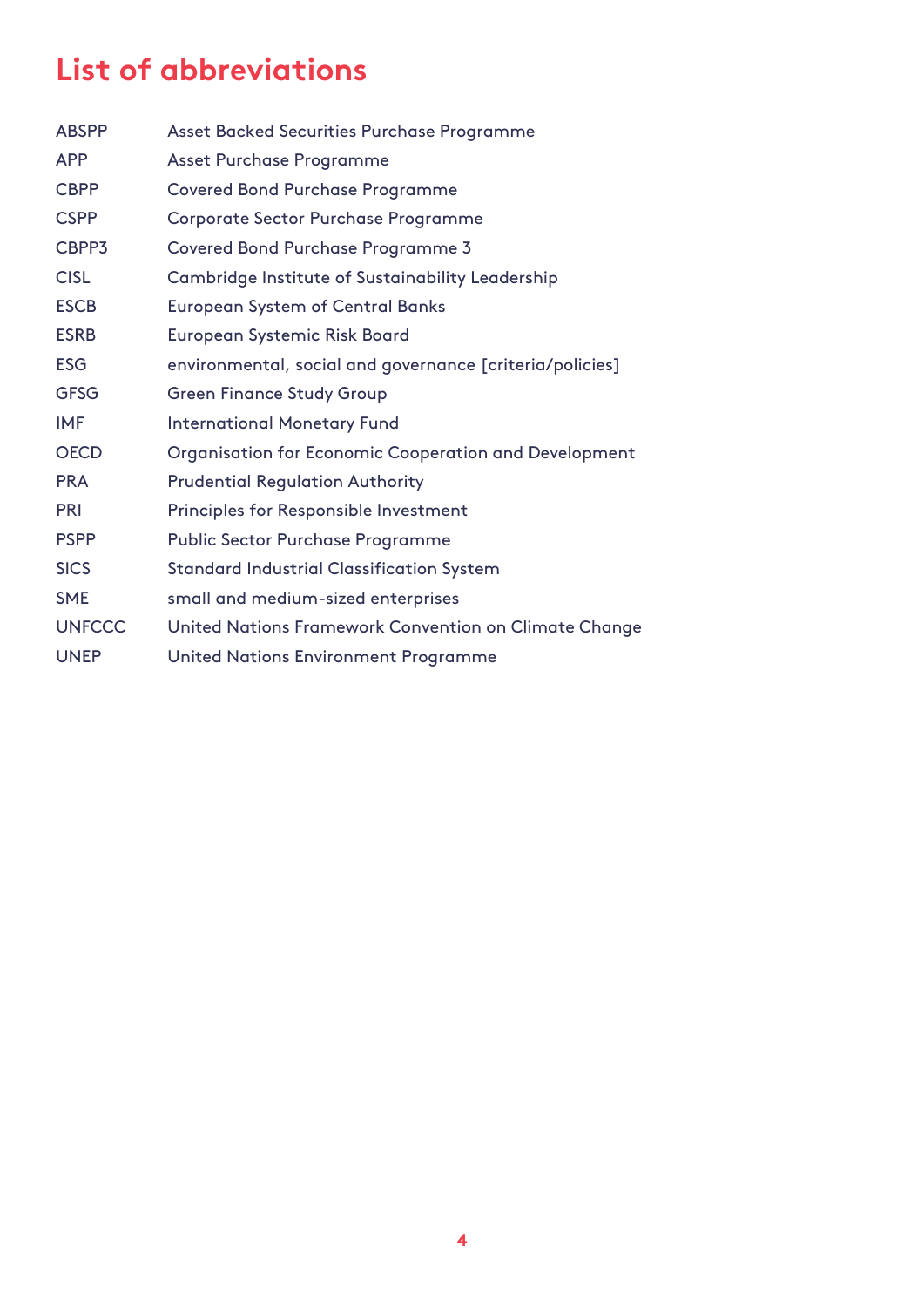# List of abbreviations

| | |
|---|---|
| ABSPP | Asset Backed Securities Purchase Programme |
| APP | Asset Purchase Programme |
| CBPP | Covered Bond Purchase Programme |
| CSPP | Corporate Sector Purchase Programme |
| CBPP3 | Covered Bond Purchase Programme 3 |
| CISL | Cambridge Institute of Sustainability Leadership |
| ESCB | European System of Central Banks |
| ESRB | European Systemic Risk Board |
| ESG | environmental, social and governance [criteria/policies] |
| GFSG | Green Finance Study Group |
| IMF | International Monetary Fund |
| OECD | Organisation for Economic Cooperation and Development |
| PRA | Prudential Regulation Authority |
| PRI | Principles for Responsible Investment |
| PSPP | Public Sector Purchase Programme |
| SICS | Standard Industrial Classification System |
| SME | small and medium-sized enterprises |
| UNFCCC | United Nations Framework Convention on Climate Change |
| UNEP | United Nations Environment Programme |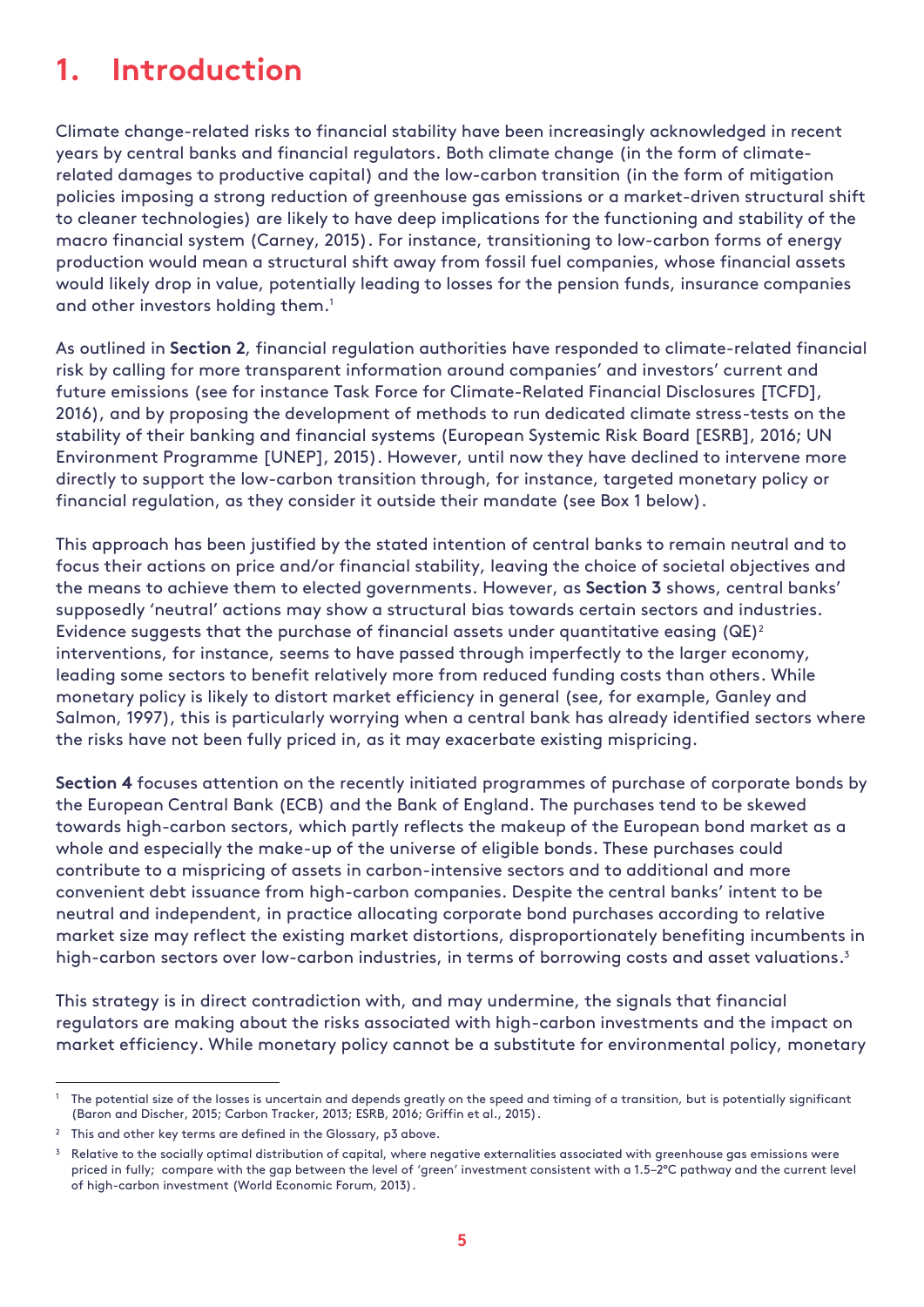# 1. Introduction

Climate change-related risks to financial stability have been increasingly acknowledged in recent years by central banks and financial regulators. Both climate change (in the form of climate-related damages to productive capital) and the low-carbon transition (in the form of mitigation policies imposing a strong reduction of greenhouse gas emissions or a market-driven structural shift to cleaner technologies) are likely to have deep implications for the functioning and stability of the macro financial system (Carney, 2015). For instance, transitioning to low-carbon forms of energy production would mean a structural shift away from fossil fuel companies, whose financial assets would likely drop in value, potentially leading to losses for the pension funds, insurance companies and other investors holding them.[1]

As outlined in **Section 2**, financial regulation authorities have responded to climate-related financial risk by calling for more transparent information around companies' and investors' current and future emissions (see for instance Task Force for Climate-Related Financial Disclosures [TCFD], 2016), and by proposing the development of methods to run dedicated climate stress-tests on the stability of their banking and financial systems (European Systemic Risk Board [ESRB], 2016; UN Environment Programme [UNEP], 2015). However, until now they have declined to intervene more directly to support the low-carbon transition through, for instance, targeted monetary policy or financial regulation, as they consider it outside their mandate (see Box 1 below).

This approach has been justified by the stated intention of central banks to remain neutral and to focus their actions on price and/or financial stability, leaving the choice of societal objectives and the means to achieve them to elected governments. However, as **Section 3** shows, central banks' supposedly 'neutral' actions may show a structural bias towards certain sectors and industries. Evidence suggests that the purchase of financial assets under quantitative easing (QE)[2] interventions, for instance, seems to have passed through imperfectly to the larger economy, leading some sectors to benefit relatively more from reduced funding costs than others. While monetary policy is likely to distort market efficiency in general (see, for example, Ganley and Salmon, 1997), this is particularly worrying when a central bank has already identified sectors where the risks have not been fully priced in, as it may exacerbate existing mispricing.

**Section 4** focuses attention on the recently initiated programmes of purchase of corporate bonds by the European Central Bank (ECB) and the Bank of England. The purchases tend to be skewed towards high-carbon sectors, which partly reflects the makeup of the European bond market as a whole and especially the make-up of the universe of eligible bonds. These purchases could contribute to a mispricing of assets in carbon-intensive sectors and to additional and more convenient debt issuance from high-carbon companies. Despite the central banks' intent to be neutral and independent, in practice allocating corporate bond purchases according to relative market size may reflect the existing market distortions, disproportionately benefiting incumbents in high-carbon sectors over low-carbon industries, in terms of borrowing costs and asset valuations.[3]

This strategy is in direct contradiction with, and may undermine, the signals that financial regulators are making about the risks associated with high-carbon investments and the impact on market efficiency. While monetary policy cannot be a substitute for environmental policy, monetary

---

[1] The potential size of the losses is uncertain and depends greatly on the speed and timing of a transition, but is potentially significant (Baron and Discher, 2015; Carbon Tracker, 2013; ESRB, 2016; Griffin et al., 2015).

[2] This and other key terms are defined in the Glossary, p3 above.

[3] Relative to the socially optimal distribution of capital, where negative externalities associated with greenhouse gas emissions were priced in fully; compare with the gap between the level of 'green' investment consistent with a 1.5–2°C pathway and the current level of high-carbon investment (World Economic Forum, 2013).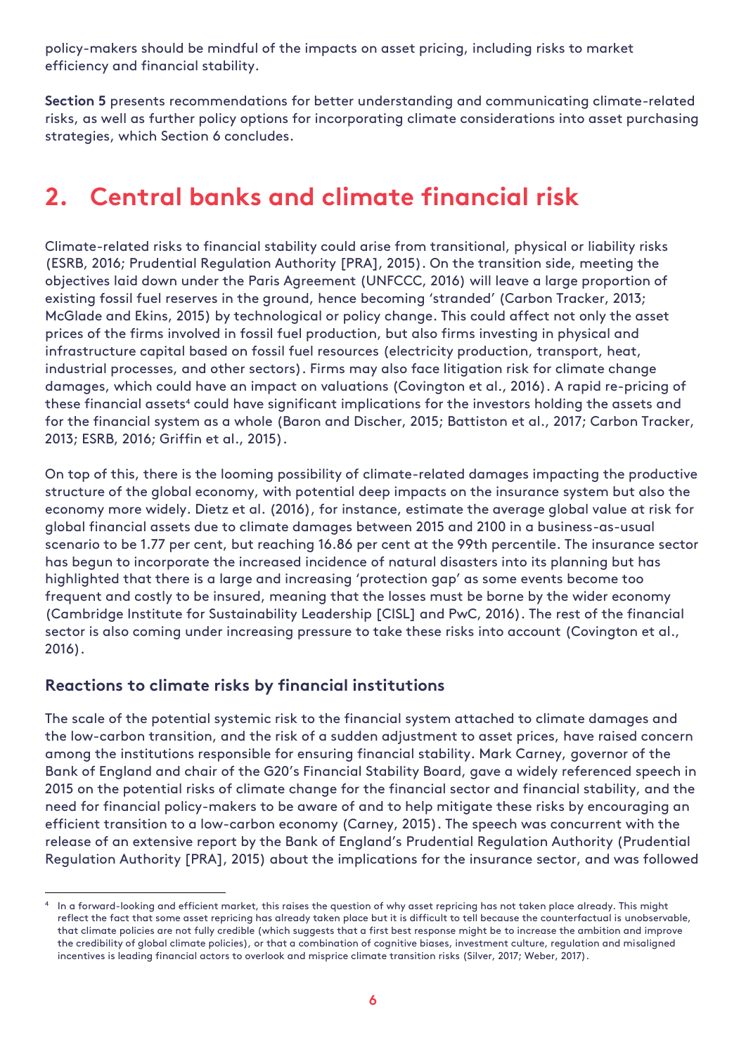policy-makers should be mindful of the impacts on asset pricing, including risks to market efficiency and financial stability.

**Section 5** presents recommendations for better understanding and communicating climate-related risks, as well as further policy options for incorporating climate considerations into asset purchasing strategies, which Section 6 concludes.

# 2. Central banks and climate financial risk

Climate-related risks to financial stability could arise from transitional, physical or liability risks (ESRB, 2016; Prudential Regulation Authority [PRA], 2015). On the transition side, meeting the objectives laid down under the Paris Agreement (UNFCCC, 2016) will leave a large proportion of existing fossil fuel reserves in the ground, hence becoming 'stranded' (Carbon Tracker, 2013; McGlade and Ekins, 2015) by technological or policy change. This could affect not only the asset prices of the firms involved in fossil fuel production, but also firms investing in physical and infrastructure capital based on fossil fuel resources (electricity production, transport, heat, industrial processes, and other sectors). Firms may also face litigation risk for climate change damages, which could have an impact on valuations (Covington et al., 2016). A rapid re-pricing of these financial assets[4] could have significant implications for the investors holding the assets and for the financial system as a whole (Baron and Discher, 2015; Battiston et al., 2017; Carbon Tracker, 2013; ESRB, 2016; Griffin et al., 2015).

On top of this, there is the looming possibility of climate-related damages impacting the productive structure of the global economy, with potential deep impacts on the insurance system but also the economy more widely. Dietz et al. (2016), for instance, estimate the average global value at risk for global financial assets due to climate damages between 2015 and 2100 in a business-as-usual scenario to be 1.77 per cent, but reaching 16.86 per cent at the 99th percentile. The insurance sector has begun to incorporate the increased incidence of natural disasters into its planning but has highlighted that there is a large and increasing 'protection gap' as some events become too frequent and costly to be insured, meaning that the losses must be borne by the wider economy (Cambridge Institute for Sustainability Leadership [CISL] and PwC, 2016). The rest of the financial sector is also coming under increasing pressure to take these risks into account (Covington et al., 2016).

### Reactions to climate risks by financial institutions

The scale of the potential systemic risk to the financial system attached to climate damages and the low-carbon transition, and the risk of a sudden adjustment to asset prices, have raised concern among the institutions responsible for ensuring financial stability. Mark Carney, governor of the Bank of England and chair of the G20's Financial Stability Board, gave a widely referenced speech in 2015 on the potential risks of climate change for the financial sector and financial stability, and the need for financial policy-makers to be aware of and to help mitigate these risks by encouraging an efficient transition to a low-carbon economy (Carney, 2015). The speech was concurrent with the release of an extensive report by the Bank of England's Prudential Regulation Authority (Prudential Regulation Authority [PRA], 2015) about the implications for the insurance sector, and was followed

[4] In a forward-looking and efficient market, this raises the question of why asset repricing has not taken place already. This might reflect the fact that some asset repricing has already taken place but it is difficult to tell because the counterfactual is unobservable, that climate policies are not fully credible (which suggests that a first best response might be to increase the ambition and improve the credibility of global climate policies), or that a combination of cognitive biases, investment culture, regulation and misaligned incentives is leading financial actors to overlook and misprice climate transition risks (Silver, 2017; Weber, 2017).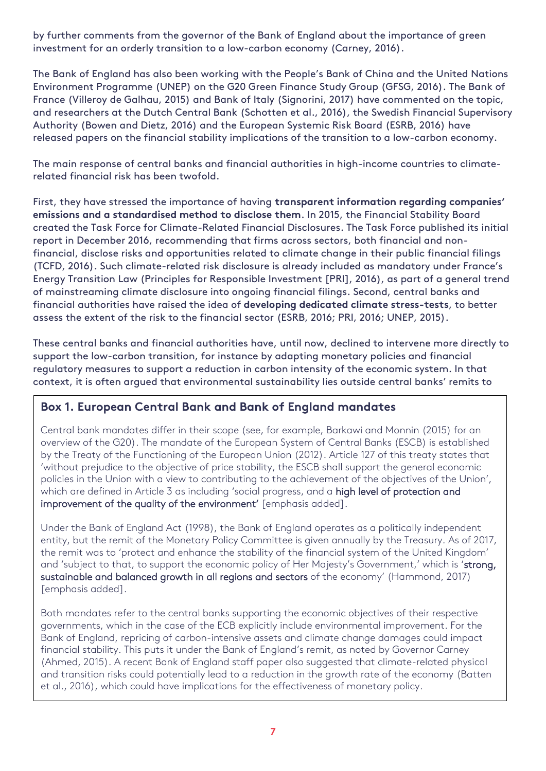by further comments from the governor of the Bank of England about the importance of green investment for an orderly transition to a low-carbon economy (Carney, 2016).

The Bank of England has also been working with the People's Bank of China and the United Nations Environment Programme (UNEP) on the G20 Green Finance Study Group (GFSG, 2016). The Bank of France (Villeroy de Galhau, 2015) and Bank of Italy (Signorini, 2017) have commented on the topic, and researchers at the Dutch Central Bank (Schotten et al., 2016), the Swedish Financial Supervisory Authority (Bowen and Dietz, 2016) and the European Systemic Risk Board (ESRB, 2016) have released papers on the financial stability implications of the transition to a low-carbon economy.

The main response of central banks and financial authorities in high-income countries to climate-related financial risk has been twofold.

First, they have stressed the importance of having **transparent information regarding companies' emissions and a standardised method to disclose them**. In 2015, the Financial Stability Board created the Task Force for Climate-Related Financial Disclosures. The Task Force published its initial report in December 2016, recommending that firms across sectors, both financial and non-financial, disclose risks and opportunities related to climate change in their public financial filings (TCFD, 2016). Such climate-related risk disclosure is already included as mandatory under France's Energy Transition Law (Principles for Responsible Investment [PRI], 2016), as part of a general trend of mainstreaming climate disclosure into ongoing financial filings. Second, central banks and financial authorities have raised the idea of **developing dedicated climate stress-tests**, to better assess the extent of the risk to the financial sector (ESRB, 2016; PRI, 2016; UNEP, 2015).

These central banks and financial authorities have, until now, declined to intervene more directly to support the low-carbon transition, for instance by adapting monetary policies and financial regulatory measures to support a reduction in carbon intensity of the economic system. In that context, it is often argued that environmental sustainability lies outside central banks' remits to

### Box 1. European Central Bank and Bank of England mandates

Central bank mandates differ in their scope (see, for example, Barkawi and Monnin (2015) for an overview of the G20). The mandate of the European System of Central Banks (ESCB) is established by the Treaty of the Functioning of the European Union (2012). Article 127 of this treaty states that 'without prejudice to the objective of price stability, the ESCB shall support the general economic policies in the Union with a view to contributing to the achievement of the objectives of the Union', which are defined in Article 3 as including 'social progress, and a high level of protection and improvement of the quality of the environment' [emphasis added].

Under the Bank of England Act (1998), the Bank of England operates as a politically independent entity, but the remit of the Monetary Policy Committee is given annually by the Treasury. As of 2017, the remit was to 'protect and enhance the stability of the financial system of the United Kingdom' and 'subject to that, to support the economic policy of Her Majesty's Government,' which is 'strong, sustainable and balanced growth in all regions and sectors of the economy' (Hammond, 2017) [emphasis added].

Both mandates refer to the central banks supporting the economic objectives of their respective governments, which in the case of the ECB explicitly include environmental improvement. For the Bank of England, repricing of carbon-intensive assets and climate change damages could impact financial stability. This puts it under the Bank of England's remit, as noted by Governor Carney (Ahmed, 2015). A recent Bank of England staff paper also suggested that climate-related physical and transition risks could potentially lead to a reduction in the growth rate of the economy (Batten et al., 2016), which could have implications for the effectiveness of monetary policy.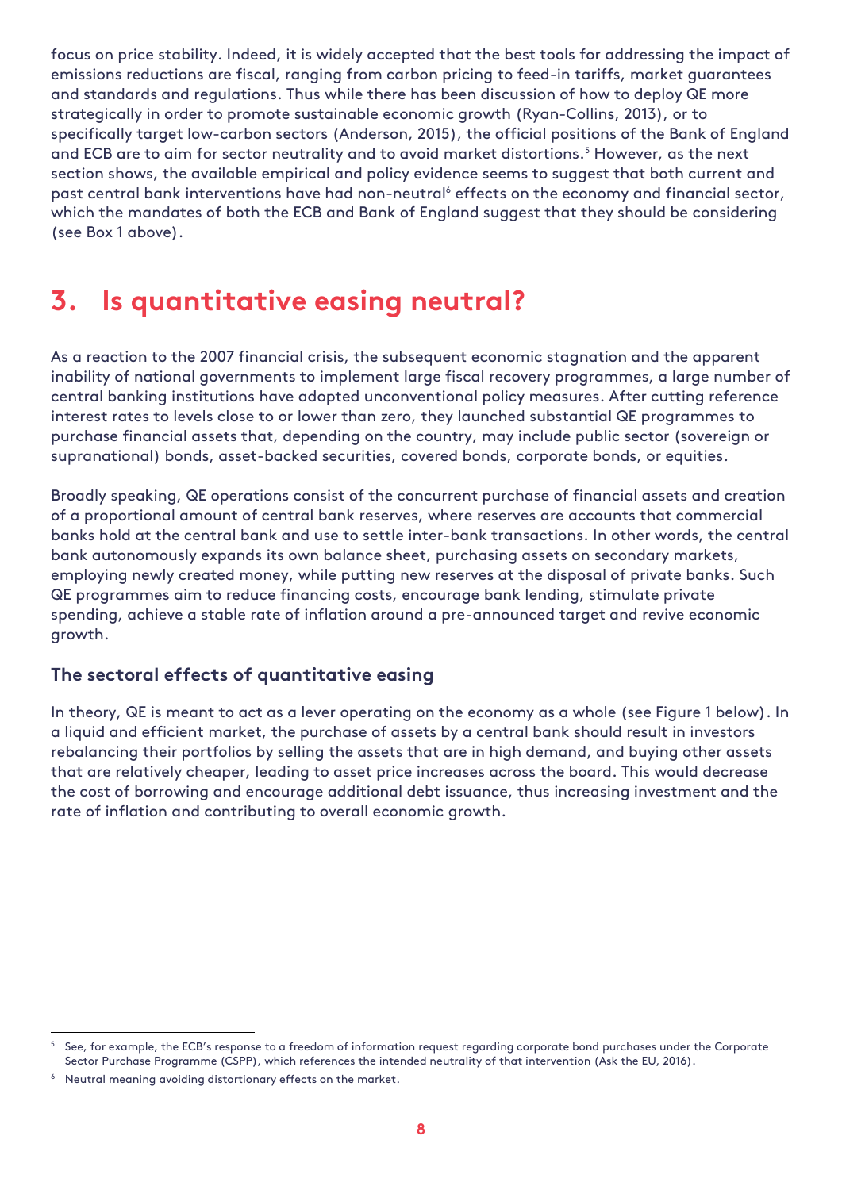focus on price stability. Indeed, it is widely accepted that the best tools for addressing the impact of emissions reductions are fiscal, ranging from carbon pricing to feed-in tariffs, market guarantees and standards and regulations. Thus while there has been discussion of how to deploy QE more strategically in order to promote sustainable economic growth (Ryan-Collins, 2013), or to specifically target low-carbon sectors (Anderson, 2015), the official positions of the Bank of England and ECB are to aim for sector neutrality and to avoid market distortions.[5] However, as the next section shows, the available empirical and policy evidence seems to suggest that both current and past central bank interventions have had non-neutral[6] effects on the economy and financial sector, which the mandates of both the ECB and Bank of England suggest that they should be considering (see Box 1 above).

# 3. Is quantitative easing neutral?

As a reaction to the 2007 financial crisis, the subsequent economic stagnation and the apparent inability of national governments to implement large fiscal recovery programmes, a large number of central banking institutions have adopted unconventional policy measures. After cutting reference interest rates to levels close to or lower than zero, they launched substantial QE programmes to purchase financial assets that, depending on the country, may include public sector (sovereign or supranational) bonds, asset-backed securities, covered bonds, corporate bonds, or equities.

Broadly speaking, QE operations consist of the concurrent purchase of financial assets and creation of a proportional amount of central bank reserves, where reserves are accounts that commercial banks hold at the central bank and use to settle inter-bank transactions. In other words, the central bank autonomously expands its own balance sheet, purchasing assets on secondary markets, employing newly created money, while putting new reserves at the disposal of private banks. Such QE programmes aim to reduce financing costs, encourage bank lending, stimulate private spending, achieve a stable rate of inflation around a pre-announced target and revive economic growth.

### The sectoral effects of quantitative easing

In theory, QE is meant to act as a lever operating on the economy as a whole (see Figure 1 below). In a liquid and efficient market, the purchase of assets by a central bank should result in investors rebalancing their portfolios by selling the assets that are in high demand, and buying other assets that are relatively cheaper, leading to asset price increases across the board. This would decrease the cost of borrowing and encourage additional debt issuance, thus increasing investment and the rate of inflation and contributing to overall economic growth.

---

[5] See, for example, the ECB's response to a freedom of information request regarding corporate bond purchases under the Corporate Sector Purchase Programme (CSPP), which references the intended neutrality of that intervention (Ask the EU, 2016).

[6] Neutral meaning avoiding distortionary effects on the market.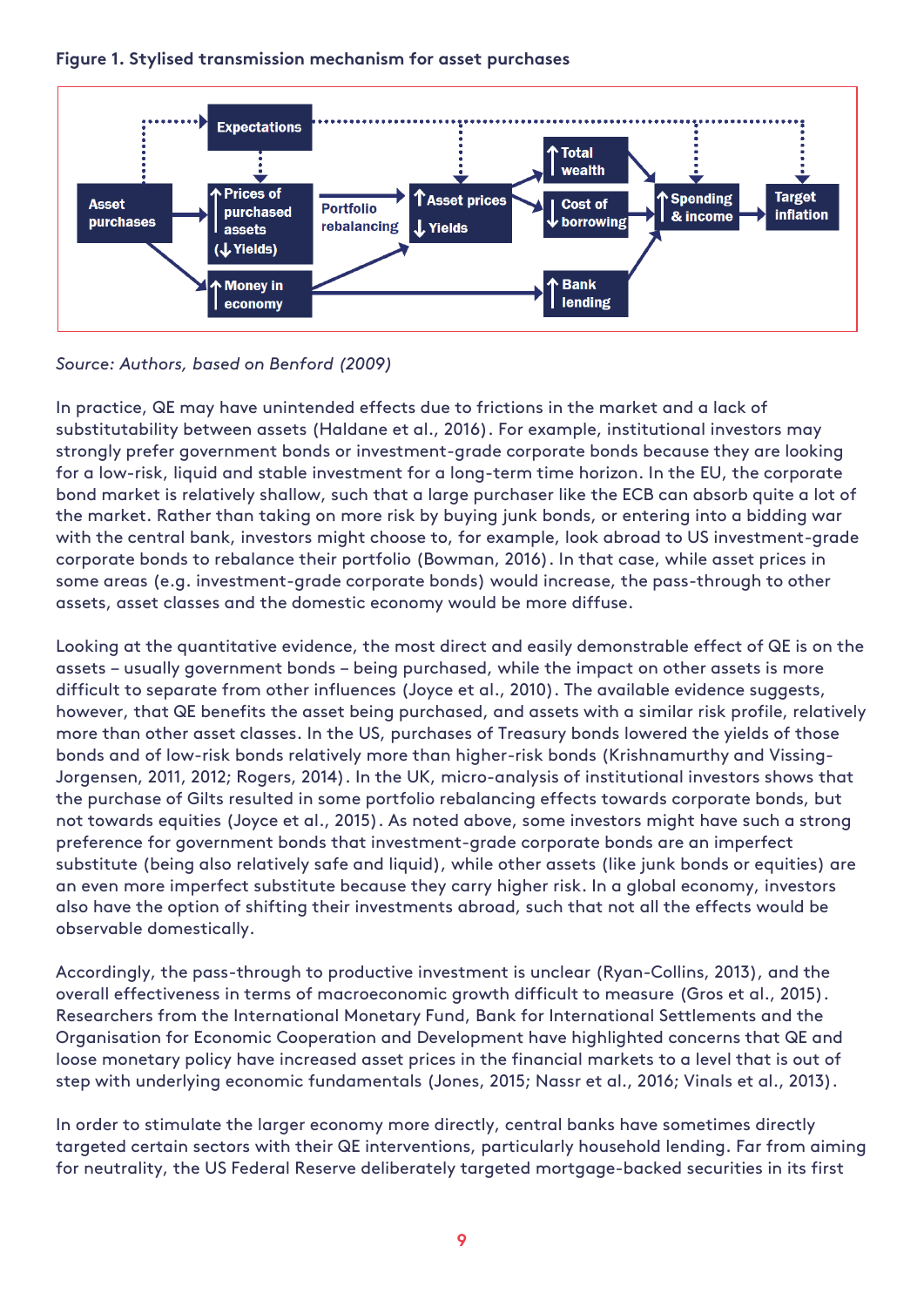**Figure 1. Stylised transmission mechanism for asset purchases**

Source: Authors, based on Benford (2009)

In practice, QE may have unintended effects due to frictions in the market and a lack of substitutability between assets (Haldane et al., 2016). For example, institutional investors may strongly prefer government bonds or investment-grade corporate bonds because they are looking for a low-risk, liquid and stable investment for a long-term time horizon. In the EU, the corporate bond market is relatively shallow, such that a large purchaser like the ECB can absorb quite a lot of the market. Rather than taking on more risk by buying junk bonds, or entering into a bidding war with the central bank, investors might choose to, for example, look abroad to US investment-grade corporate bonds to rebalance their portfolio (Bowman, 2016). In that case, while asset prices in some areas (e.g. investment-grade corporate bonds) would increase, the pass-through to other assets, asset classes and the domestic economy would be more diffuse.

Looking at the quantitative evidence, the most direct and easily demonstrable effect of QE is on the assets – usually government bonds – being purchased, while the impact on other assets is more difficult to separate from other influences (Joyce et al., 2010). The available evidence suggests, however, that QE benefits the asset being purchased, and assets with a similar risk profile, relatively more than other asset classes. In the US, purchases of Treasury bonds lowered the yields of those bonds and of low-risk bonds relatively more than higher-risk bonds (Krishnamurthy and Vissing-Jorgensen, 2011, 2012; Rogers, 2014). In the UK, micro-analysis of institutional investors shows that the purchase of Gilts resulted in some portfolio rebalancing effects towards corporate bonds, but not towards equities (Joyce et al., 2015). As noted above, some investors might have such a strong preference for government bonds that investment-grade corporate bonds are an imperfect substitute (being also relatively safe and liquid), while other assets (like junk bonds or equities) are an even more imperfect substitute because they carry higher risk. In a global economy, investors also have the option of shifting their investments abroad, such that not all the effects would be observable domestically.

Accordingly, the pass-through to productive investment is unclear (Ryan-Collins, 2013), and the overall effectiveness in terms of macroeconomic growth difficult to measure (Gros et al., 2015). Researchers from the International Monetary Fund, Bank for International Settlements and the Organisation for Economic Cooperation and Development have highlighted concerns that QE and loose monetary policy have increased asset prices in the financial markets to a level that is out of step with underlying economic fundamentals (Jones, 2015; Nassr et al., 2016; Vinals et al., 2013).

In order to stimulate the larger economy more directly, central banks have sometimes directly targeted certain sectors with their QE interventions, particularly household lending. Far from aiming for neutrality, the US Federal Reserve deliberately targeted mortgage-backed securities in its first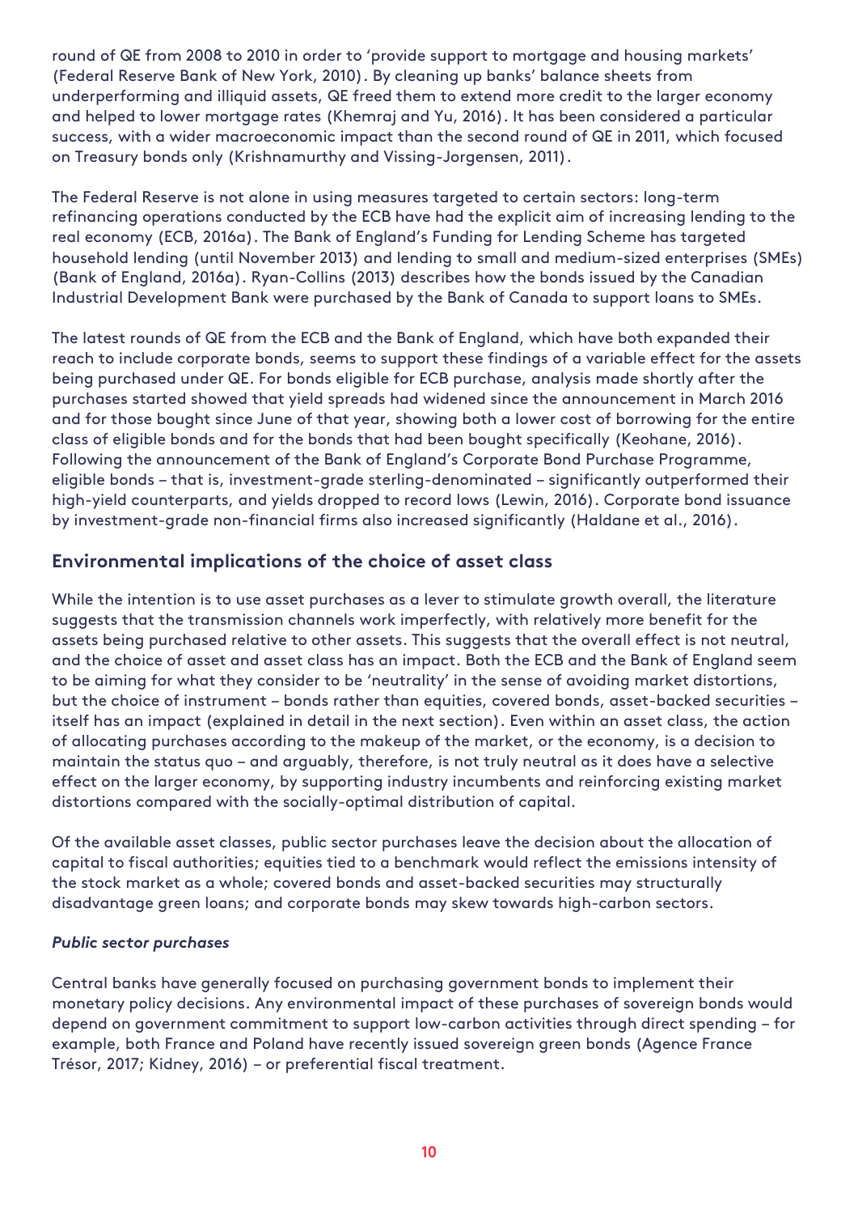round of QE from 2008 to 2010 in order to 'provide support to mortgage and housing markets' (Federal Reserve Bank of New York, 2010). By cleaning up banks' balance sheets from underperforming and illiquid assets, QE freed them to extend more credit to the larger economy and helped to lower mortgage rates (Khemraj and Yu, 2016). It has been considered a particular success, with a wider macroeconomic impact than the second round of QE in 2011, which focused on Treasury bonds only (Krishnamurthy and Vissing-Jorgensen, 2011).

The Federal Reserve is not alone in using measures targeted to certain sectors: long-term refinancing operations conducted by the ECB have had the explicit aim of increasing lending to the real economy (ECB, 2016a). The Bank of England's Funding for Lending Scheme has targeted household lending (until November 2013) and lending to small and medium-sized enterprises (SMEs) (Bank of England, 2016a). Ryan-Collins (2013) describes how the bonds issued by the Canadian Industrial Development Bank were purchased by the Bank of Canada to support loans to SMEs.

The latest rounds of QE from the ECB and the Bank of England, which have both expanded their reach to include corporate bonds, seems to support these findings of a variable effect for the assets being purchased under QE. For bonds eligible for ECB purchase, analysis made shortly after the purchases started showed that yield spreads had widened since the announcement in March 2016 and for those bought since June of that year, showing both a lower cost of borrowing for the entire class of eligible bonds and for the bonds that had been bought specifically (Keohane, 2016). Following the announcement of the Bank of England's Corporate Bond Purchase Programme, eligible bonds – that is, investment-grade sterling-denominated – significantly outperformed their high-yield counterparts, and yields dropped to record lows (Lewin, 2016). Corporate bond issuance by investment-grade non-financial firms also increased significantly (Haldane et al., 2016).

## Environmental implications of the choice of asset class

While the intention is to use asset purchases as a lever to stimulate growth overall, the literature suggests that the transmission channels work imperfectly, with relatively more benefit for the assets being purchased relative to other assets. This suggests that the overall effect is not neutral, and the choice of asset and asset class has an impact. Both the ECB and the Bank of England seem to be aiming for what they consider to be 'neutrality' in the sense of avoiding market distortions, but the choice of instrument – bonds rather than equities, covered bonds, asset-backed securities – itself has an impact (explained in detail in the next section). Even within an asset class, the action of allocating purchases according to the makeup of the market, or the economy, is a decision to maintain the status quo – and arguably, therefore, is not truly neutral as it does have a selective effect on the larger economy, by supporting industry incumbents and reinforcing existing market distortions compared with the socially-optimal distribution of capital.

Of the available asset classes, public sector purchases leave the decision about the allocation of capital to fiscal authorities; equities tied to a benchmark would reflect the emissions intensity of the stock market as a whole; covered bonds and asset-backed securities may structurally disadvantage green loans; and corporate bonds may skew towards high-carbon sectors.

### *Public sector purchases*

Central banks have generally focused on purchasing government bonds to implement their monetary policy decisions. Any environmental impact of these purchases of sovereign bonds would depend on government commitment to support low-carbon activities through direct spending – for example, both France and Poland have recently issued sovereign green bonds (Agence France Trésor, 2017; Kidney, 2016) – or preferential fiscal treatment.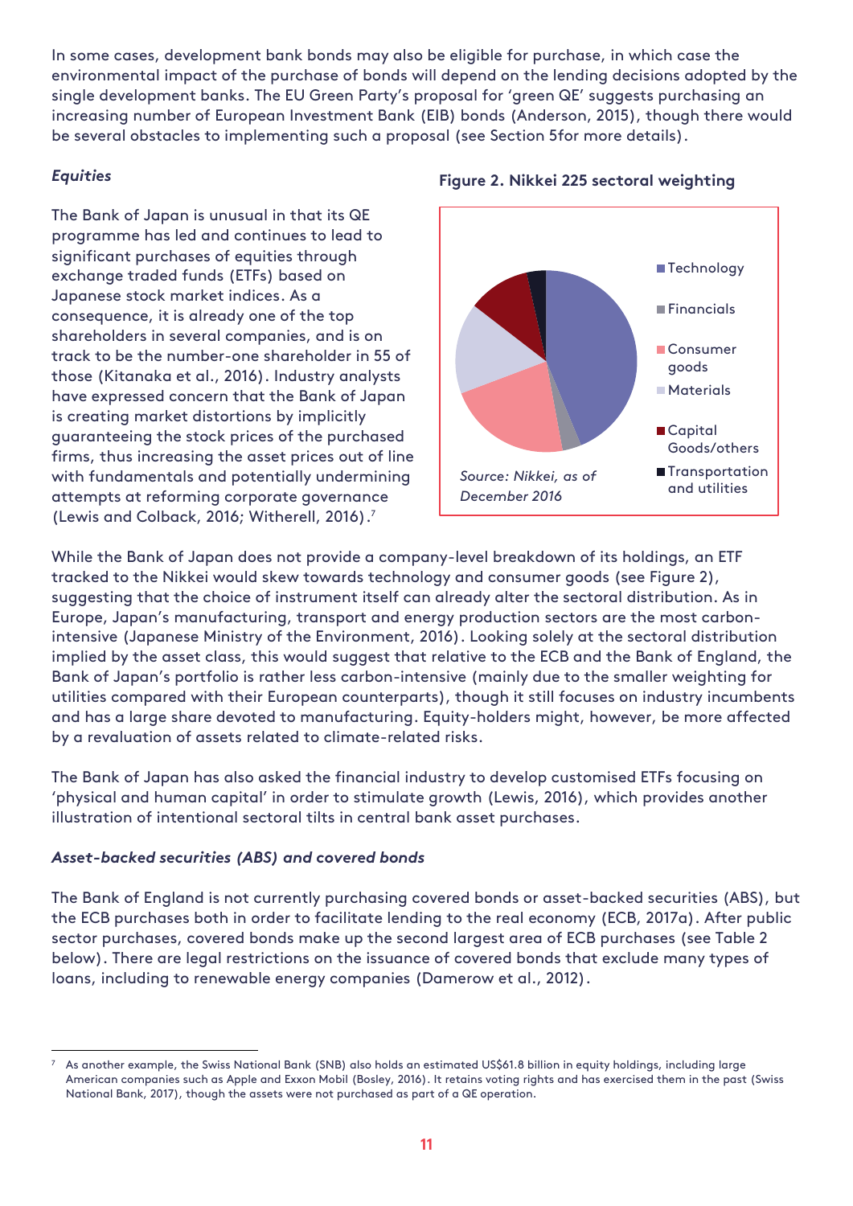In some cases, development bank bonds may also be eligible for purchase, in which case the environmental impact of the purchase of bonds will depend on the lending decisions adopted by the single development banks. The EU Green Party's proposal for 'green QE' suggests purchasing an increasing number of European Investment Bank (EIB) bonds (Anderson, 2015), though there would be several obstacles to implementing such a proposal (see Section 5for more details).

### *Equities*

The Bank of Japan is unusual in that its QE programme has led and continues to lead to significant purchases of equities through exchange traded funds (ETFs) based on Japanese stock market indices. As a consequence, it is already one of the top shareholders in several companies, and is on track to be the number-one shareholder in 55 of those (Kitanaka et al., 2016). Industry analysts have expressed concern that the Bank of Japan is creating market distortions by implicitly guaranteeing the stock prices of the purchased firms, thus increasing the asset prices out of line with fundamentals and potentially undermining attempts at reforming corporate governance (Lewis and Colback, 2016; Witherell, 2016).[7]

**Figure 2. Nikkei 225 sectoral weighting**

Technology
Financials
Consumer goods
Materials
Capital Goods/others
Transportation and utilities

*Source: Nikkei, as of December 2016*

While the Bank of Japan does not provide a company-level breakdown of its holdings, an ETF tracked to the Nikkei would skew towards technology and consumer goods (see Figure 2), suggesting that the choice of instrument itself can already alter the sectoral distribution. As in Europe, Japan's manufacturing, transport and energy production sectors are the most carbon-intensive (Japanese Ministry of the Environment, 2016). Looking solely at the sectoral distribution implied by the asset class, this would suggest that relative to the ECB and the Bank of England, the Bank of Japan's portfolio is rather less carbon-intensive (mainly due to the smaller weighting for utilities compared with their European counterparts), though it still focuses on industry incumbents and has a large share devoted to manufacturing. Equity-holders might, however, be more affected by a revaluation of assets related to climate-related risks.

The Bank of Japan has also asked the financial industry to develop customised ETFs focusing on 'physical and human capital' in order to stimulate growth (Lewis, 2016), which provides another illustration of intentional sectoral tilts in central bank asset purchases.

### *Asset-backed securities (ABS) and covered bonds*

The Bank of England is not currently purchasing covered bonds or asset-backed securities (ABS), but the ECB purchases both in order to facilitate lending to the real economy (ECB, 2017a). After public sector purchases, covered bonds make up the second largest area of ECB purchases (see Table 2 below). There are legal restrictions on the issuance of covered bonds that exclude many types of loans, including to renewable energy companies (Damerow et al., 2012).

---

[7] As another example, the Swiss National Bank (SNB) also holds an estimated US$61.8 billion in equity holdings, including large American companies such as Apple and Exxon Mobil (Bosley, 2016). It retains voting rights and has exercised them in the past (Swiss National Bank, 2017), though the assets were not purchased as part of a QE operation.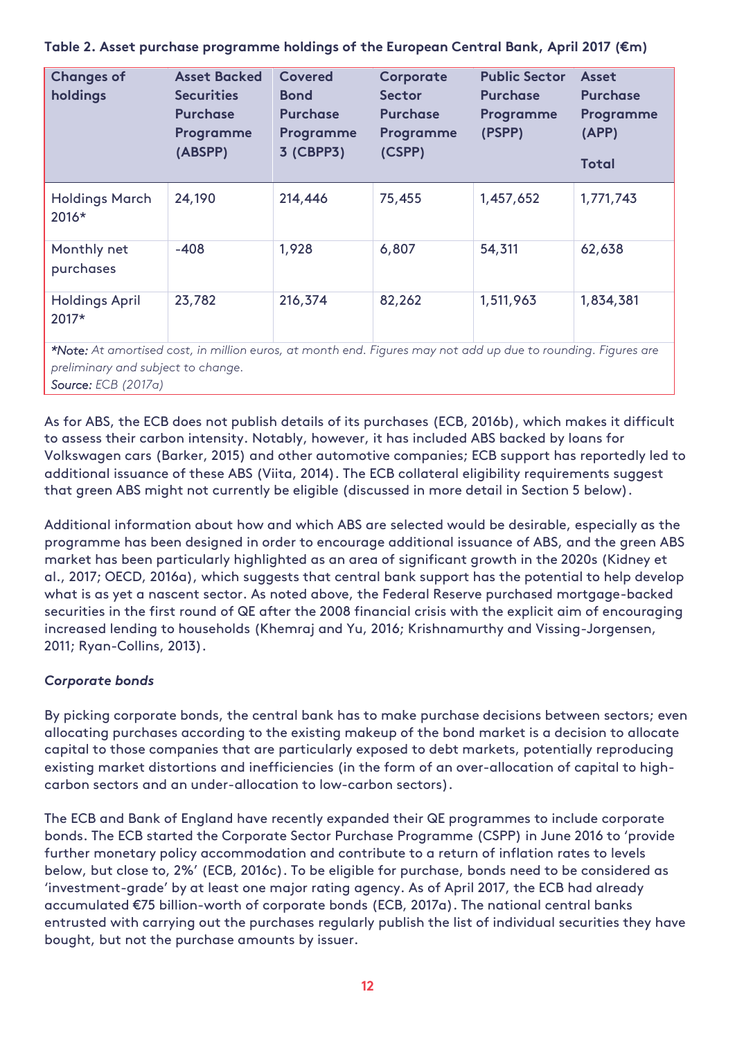**Table 2. Asset purchase programme holdings of the European Central Bank, April 2017 (€m)**

| Changes of holdings | Asset Backed Securities Purchase Programme (ABSPP) | Covered Bond Purchase Programme 3 (CBPP3) | Corporate Sector Purchase Programme (CSPP) | Public Sector Purchase Programme (PSPP) | Asset Purchase Programme (APP) Total |
|---|---|---|---|---|---|
| Holdings March 2016* | 24,190 | 214,446 | 75,455 | 1,457,652 | 1,771,743 |
| Monthly net purchases | -408 | 1,928 | 6,807 | 54,311 | 62,638 |
| Holdings April 2017* | 23,782 | 216,374 | 82,262 | 1,511,963 | 1,834,381 |

**Note:* At amortised cost, in million euros, at month end. Figures may not add up due to rounding. Figures are preliminary and subject to change.
*Source:* ECB (2017a)

As for ABS, the ECB does not publish details of its purchases (ECB, 2016b), which makes it difficult to assess their carbon intensity. Notably, however, it has included ABS backed by loans for Volkswagen cars (Barker, 2015) and other automotive companies; ECB support has reportedly led to additional issuance of these ABS (Viita, 2014). The ECB collateral eligibility requirements suggest that green ABS might not currently be eligible (discussed in more detail in Section 5 below).

Additional information about how and which ABS are selected would be desirable, especially as the programme has been designed in order to encourage additional issuance of ABS, and the green ABS market has been particularly highlighted as an area of significant growth in the 2020s (Kidney et al., 2017; OECD, 2016a), which suggests that central bank support has the potential to help develop what is as yet a nascent sector. As noted above, the Federal Reserve purchased mortgage-backed securities in the first round of QE after the 2008 financial crisis with the explicit aim of encouraging increased lending to households (Khemraj and Yu, 2016; Krishnamurthy and Vissing-Jorgensen, 2011; Ryan-Collins, 2013).

*Corporate bonds*

By picking corporate bonds, the central bank has to make purchase decisions between sectors; even allocating purchases according to the existing makeup of the bond market is a decision to allocate capital to those companies that are particularly exposed to debt markets, potentially reproducing existing market distortions and inefficiencies (in the form of an over-allocation of capital to high-carbon sectors and an under-allocation to low-carbon sectors).

The ECB and Bank of England have recently expanded their QE programmes to include corporate bonds. The ECB started the Corporate Sector Purchase Programme (CSPP) in June 2016 to 'provide further monetary policy accommodation and contribute to a return of inflation rates to levels below, but close to, 2%' (ECB, 2016c). To be eligible for purchase, bonds need to be considered as 'investment-grade' by at least one major rating agency. As of April 2017, the ECB had already accumulated €75 billion-worth of corporate bonds (ECB, 2017a). The national central banks entrusted with carrying out the purchases regularly publish the list of individual securities they have bought, but not the purchase amounts by issuer.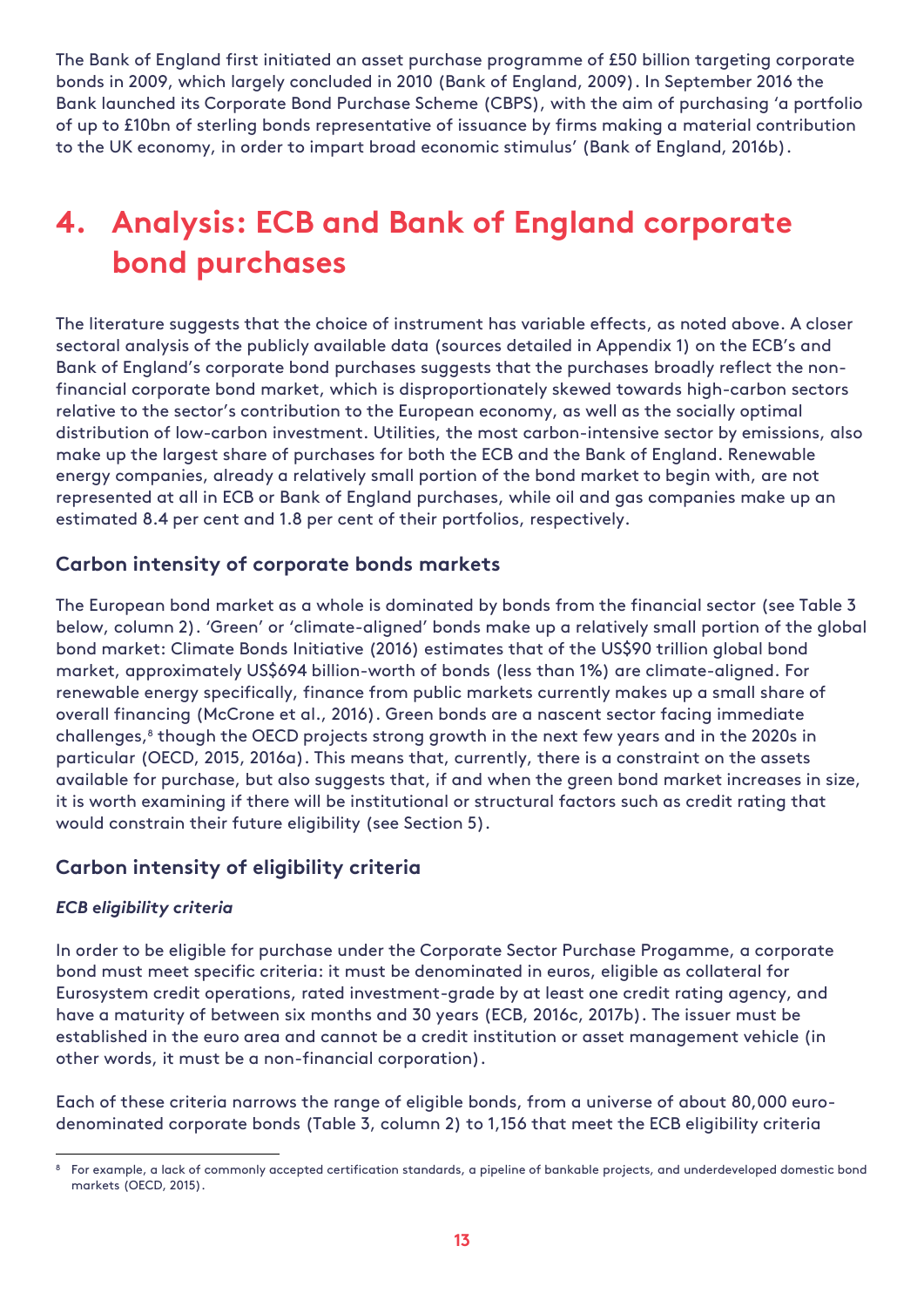The Bank of England first initiated an asset purchase programme of £50 billion targeting corporate bonds in 2009, which largely concluded in 2010 (Bank of England, 2009). In September 2016 the Bank launched its Corporate Bond Purchase Scheme (CBPS), with the aim of purchasing 'a portfolio of up to £10bn of sterling bonds representative of issuance by firms making a material contribution to the UK economy, in order to impart broad economic stimulus' (Bank of England, 2016b).

# 4. Analysis: ECB and Bank of England corporate bond purchases

The literature suggests that the choice of instrument has variable effects, as noted above. A closer sectoral analysis of the publicly available data (sources detailed in Appendix 1) on the ECB's and Bank of England's corporate bond purchases suggests that the purchases broadly reflect the non-financial corporate bond market, which is disproportionately skewed towards high-carbon sectors relative to the sector's contribution to the European economy, as well as the socially optimal distribution of low-carbon investment. Utilities, the most carbon-intensive sector by emissions, also make up the largest share of purchases for both the ECB and the Bank of England. Renewable energy companies, already a relatively small portion of the bond market to begin with, are not represented at all in ECB or Bank of England purchases, while oil and gas companies make up an estimated 8.4 per cent and 1.8 per cent of their portfolios, respectively.

## Carbon intensity of corporate bonds markets

The European bond market as a whole is dominated by bonds from the financial sector (see Table 3 below, column 2). 'Green' or 'climate-aligned' bonds make up a relatively small portion of the global bond market: Climate Bonds Initiative (2016) estimates that of the US$90 trillion global bond market, approximately US$694 billion-worth of bonds (less than 1%) are climate-aligned. For renewable energy specifically, finance from public markets currently makes up a small share of overall financing (McCrone et al., 2016). Green bonds are a nascent sector facing immediate challenges,[8] though the OECD projects strong growth in the next few years and in the 2020s in particular (OECD, 2015, 2016a). This means that, currently, there is a constraint on the assets available for purchase, but also suggests that, if and when the green bond market increases in size, it is worth examining if there will be institutional or structural factors such as credit rating that would constrain their future eligibility (see Section 5).

## Carbon intensity of eligibility criteria

### *ECB eligibility criteria*

In order to be eligible for purchase under the Corporate Sector Purchase Progamme, a corporate bond must meet specific criteria: it must be denominated in euros, eligible as collateral for Eurosystem credit operations, rated investment-grade by at least one credit rating agency, and have a maturity of between six months and 30 years (ECB, 2016c, 2017b). The issuer must be established in the euro area and cannot be a credit institution or asset management vehicle (in other words, it must be a non-financial corporation).

Each of these criteria narrows the range of eligible bonds, from a universe of about 80,000 euro-denominated corporate bonds (Table 3, column 2) to 1,156 that meet the ECB eligibility criteria

[8] For example, a lack of commonly accepted certification standards, a pipeline of bankable projects, and underdeveloped domestic bond markets (OECD, 2015).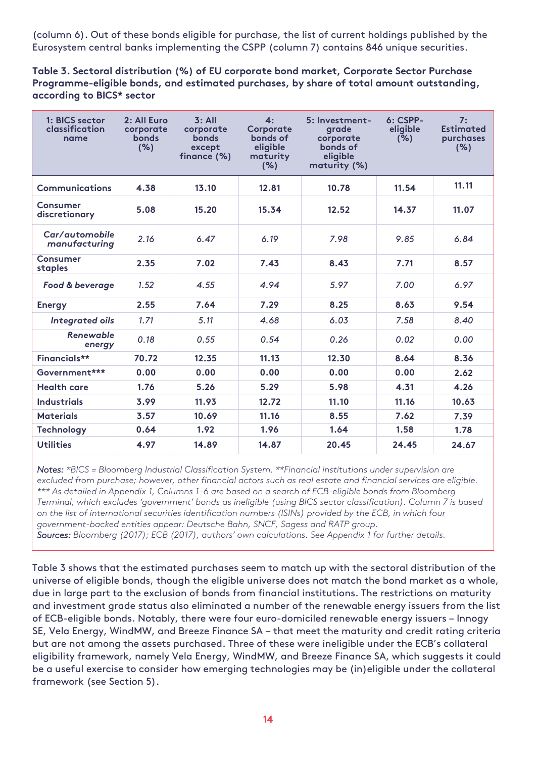(column 6). Out of these bonds eligible for purchase, the list of current holdings published by the Eurosystem central banks implementing the CSPP (column 7) contains 846 unique securities.

**Table 3. Sectoral distribution (%) of EU corporate bond market, Corporate Sector Purchase Programme-eligible bonds, and estimated purchases, by share of total amount outstanding, according to BICS* sector**

| 1: BICS sector classification name | 2: All Euro corporate bonds (%) | 3: All corporate bonds except finance (%) | 4: Corporate bonds of eligible maturity (%) | 5: Investment-grade corporate bonds of eligible maturity (%) | 6: CSPP-eligible (%) | 7: Estimated purchases (%) |
|---|---|---|---|---|---|---|
| **Communications** | **4.38** | **13.10** | **12.81** | **10.78** | **11.54** | **11.11** |
| **Consumer discretionary** | **5.08** | **15.20** | **15.34** | **12.52** | **14.37** | **11.07** |
| *Car/automobile manufacturing* | *2.16* | *6.47* | *6.19* | *7.98* | *9.85* | *6.84* |
| **Consumer staples** | **2.35** | **7.02** | **7.43** | **8.43** | **7.71** | **8.57** |
| *Food & beverage* | *1.52* | *4.55* | *4.94* | *5.97* | *7.00* | *6.97* |
| **Energy** | **2.55** | **7.64** | **7.29** | **8.25** | **8.63** | **9.54** |
| *Integrated oils* | *1.71* | *5.11* | *4.68* | *6.03* | *7.58* | *8.40* |
| *Renewable energy* | *0.18* | *0.55* | *0.54* | *0.26* | *0.02* | *0.00* |
| **Financials**** | **70.72** | **12.35** | **11.13** | **12.30** | **8.64** | **8.36** |
| **Government***** | **0.00** | **0.00** | **0.00** | **0.00** | **0.00** | **2.62** |
| **Health care** | **1.76** | **5.26** | **5.29** | **5.98** | **4.31** | **4.26** |
| **Industrials** | **3.99** | **11.93** | **12.72** | **11.10** | **11.16** | **10.63** |
| **Materials** | **3.57** | **10.69** | **11.16** | **8.55** | **7.62** | **7.39** |
| **Technology** | **0.64** | **1.92** | **1.96** | **1.64** | **1.58** | **1.78** |
| **Utilities** | **4.97** | **14.89** | **14.87** | **20.45** | **24.45** | **24.67** |

*Notes: *BICS = Bloomberg Industrial Classification System. **Financial institutions under supervision are excluded from purchase; however, other financial actors such as real estate and financial services are eligible. *** As detailed in Appendix 1, Columns 1–6 are based on a search of ECB-eligible bonds from Bloomberg Terminal, which excludes 'government' bonds as ineligible (using BICS sector classification). Column 7 is based on the list of international securities identification numbers (ISINs) provided by the ECB, in which four government-backed entities appear: Deutsche Bahn, SNCF, Sagess and RATP group.*
*Sources: Bloomberg (2017); ECB (2017), authors' own calculations. See Appendix 1 for further details.*

Table 3 shows that the estimated purchases seem to match up with the sectoral distribution of the universe of eligible bonds, though the eligible universe does not match the bond market as a whole, due in large part to the exclusion of bonds from financial institutions. The restrictions on maturity and investment grade status also eliminated a number of the renewable energy issuers from the list of ECB-eligible bonds. Notably, there were four euro-domiciled renewable energy issuers – Innogy SE, Vela Energy, WindMW, and Breeze Finance SA – that meet the maturity and credit rating criteria but are not among the assets purchased. Three of these were ineligible under the ECB's collateral eligibility framework, namely Vela Energy, WindMW, and Breeze Finance SA, which suggests it could be a useful exercise to consider how emerging technologies may be (in)eligible under the collateral framework (see Section 5).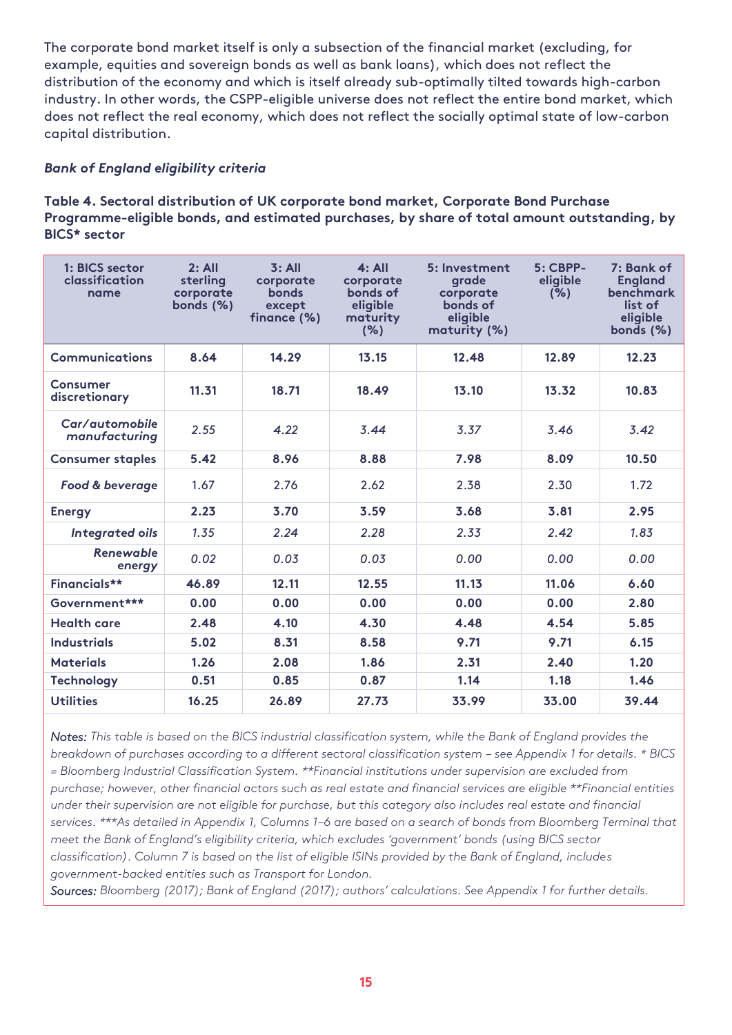The corporate bond market itself is only a subsection of the financial market (excluding, for example, equities and sovereign bonds as well as bank loans), which does not reflect the distribution of the economy and which is itself already sub-optimally tilted towards high-carbon industry. In other words, the CSPP-eligible universe does not reflect the entire bond market, which does not reflect the real economy, which does not reflect the socially optimal state of low-carbon capital distribution.

*Bank of England eligibility criteria*

**Table 4. Sectoral distribution of UK corporate bond market, Corporate Bond Purchase Programme-eligible bonds, and estimated purchases, by share of total amount outstanding, by BICS* sector**

| 1: BICS sector classification name | 2: All sterling corporate bonds (%) | 3: All corporate bonds except finance (%) | 4: All corporate bonds of eligible maturity (%) | 5: Investment grade corporate bonds of eligible maturity (%) | 5: CBPP-eligible (%) | 7: Bank of England benchmark list of eligible bonds (%) |
|---|---|---|---|---|---|---|
| **Communications** | **8.64** | **14.29** | **13.15** | **12.48** | **12.89** | **12.23** |
| **Consumer discretionary** | **11.31** | **18.71** | **18.49** | **13.10** | **13.32** | **10.83** |
| *Car/automobile manufacturing* | *2.55* | *4.22* | *3.44* | *3.37* | *3.46* | *3.42* |
| **Consumer staples** | **5.42** | **8.96** | **8.88** | **7.98** | **8.09** | **10.50** |
| *Food & beverage* | 1.67 | 2.76 | 2.62 | 2.38 | 2.30 | 1.72 |
| **Energy** | **2.23** | **3.70** | **3.59** | **3.68** | **3.81** | **2.95** |
| *Integrated oils* | *1.35* | *2.24* | *2.28* | *2.33* | *2.42* | *1.83* |
| *Renewable energy* | *0.02* | *0.03* | *0.03* | *0.00* | *0.00* | *0.00* |
| **Financials**** | **46.89** | **12.11** | **12.55** | **11.13** | **11.06** | **6.60** |
| **Government***** | **0.00** | **0.00** | **0.00** | **0.00** | **0.00** | **2.80** |
| **Health care** | **2.48** | **4.10** | **4.30** | **4.48** | **4.54** | **5.85** |
| **Industrials** | **5.02** | **8.31** | **8.58** | **9.71** | **9.71** | **6.15** |
| **Materials** | **1.26** | **2.08** | **1.86** | **2.31** | **2.40** | **1.20** |
| **Technology** | **0.51** | **0.85** | **0.87** | **1.14** | **1.18** | **1.46** |
| **Utilities** | **16.25** | **26.89** | **27.73** | **33.99** | **33.00** | **39.44** |

*Notes: This table is based on the BICS industrial classification system, while the Bank of England provides the breakdown of purchases according to a different sectoral classification system – see Appendix 1 for details. * BICS = Bloomberg Industrial Classification System. **Financial institutions under supervision are excluded from purchase; however, other financial actors such as real estate and financial services are eligible **Financial entities under their supervision are not eligible for purchase, but this category also includes real estate and financial services. ***As detailed in Appendix 1, Columns 1–6 are based on a search of bonds from Bloomberg Terminal that meet the Bank of England's eligibility criteria, which excludes 'government' bonds (using BICS sector classification). Column 7 is based on the list of eligible ISINs provided by the Bank of England, includes government-backed entities such as Transport for London.*

*Sources: Bloomberg (2017); Bank of England (2017); authors' calculations. See Appendix 1 for further details.*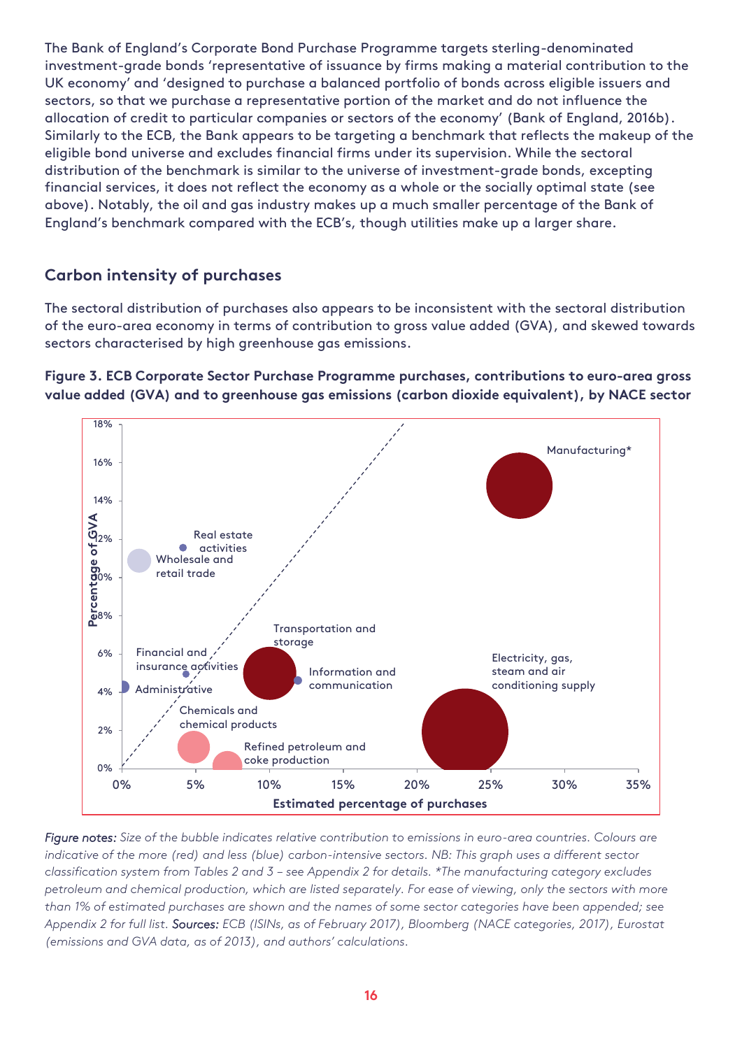The Bank of England's Corporate Bond Purchase Programme targets sterling-denominated investment-grade bonds 'representative of issuance by firms making a material contribution to the UK economy' and 'designed to purchase a balanced portfolio of bonds across eligible issuers and sectors, so that we purchase a representative portion of the market and do not influence the allocation of credit to particular companies or sectors of the economy' (Bank of England, 2016b). Similarly to the ECB, the Bank appears to be targeting a benchmark that reflects the makeup of the eligible bond universe and excludes financial firms under its supervision. While the sectoral distribution of the benchmark is similar to the universe of investment-grade bonds, excepting financial services, it does not reflect the economy as a whole or the socially optimal state (see above). Notably, the oil and gas industry makes up a much smaller percentage of the Bank of England's benchmark compared with the ECB's, though utilities make up a larger share.

## Carbon intensity of purchases

The sectoral distribution of purchases also appears to be inconsistent with the sectoral distribution of the euro-area economy in terms of contribution to gross value added (GVA), and skewed towards sectors characterised by high greenhouse gas emissions.

**Figure 3. ECB Corporate Sector Purchase Programme purchases, contributions to euro-area gross value added (GVA) and to greenhouse gas emissions (carbon dioxide equivalent), by NACE sector**

*Figure notes: Size of the bubble indicates relative contribution to emissions in euro-area countries. Colours are indicative of the more (red) and less (blue) carbon-intensive sectors. NB: This graph uses a different sector classification system from Tables 2 and 3 – see Appendix 2 for details. *The manufacturing category excludes petroleum and chemical production, which are listed separately. For ease of viewing, only the sectors with more than 1% of estimated purchases are shown and the names of some sector categories have been appended; see Appendix 2 for full list. Sources: ECB (ISINs, as of February 2017), Bloomberg (NACE categories, 2017), Eurostat (emissions and GVA data, as of 2013), and authors' calculations.*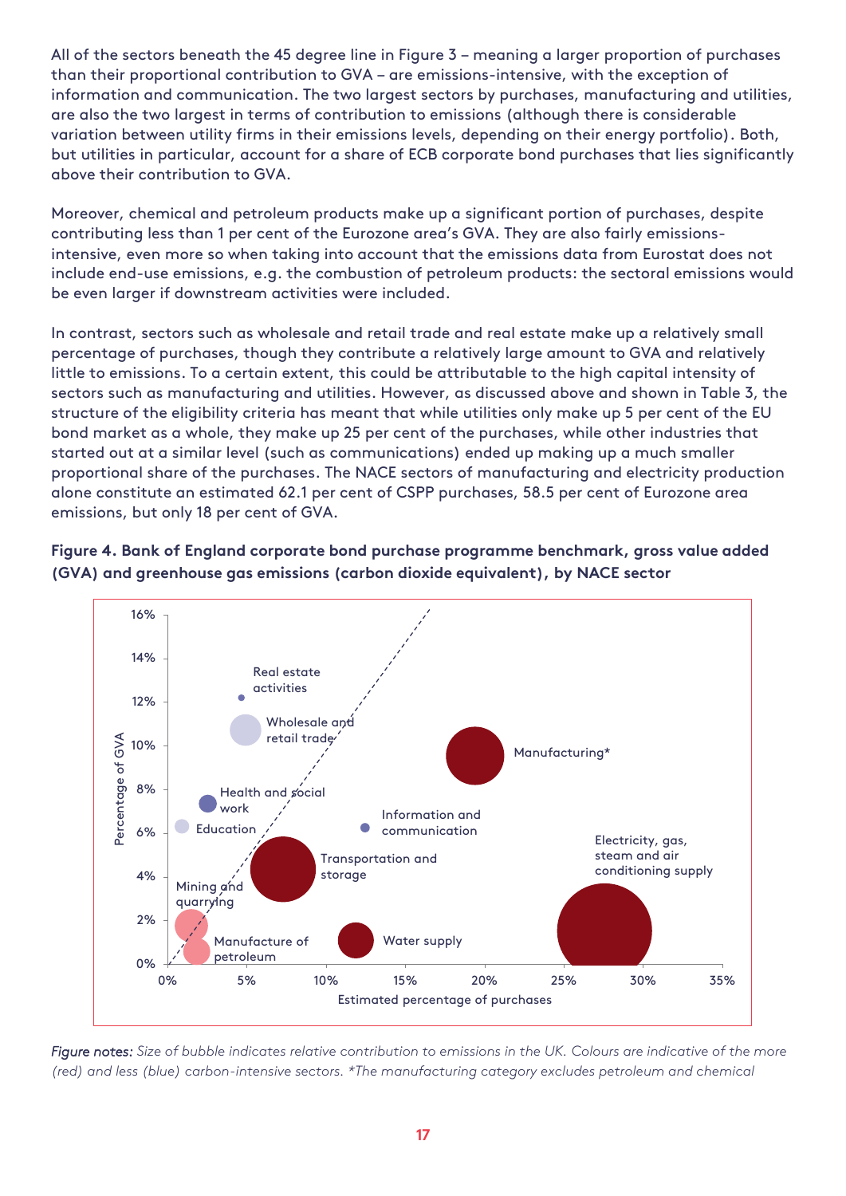All of the sectors beneath the 45 degree line in Figure 3 – meaning a larger proportion of purchases than their proportional contribution to GVA – are emissions-intensive, with the exception of information and communication. The two largest sectors by purchases, manufacturing and utilities, are also the two largest in terms of contribution to emissions (although there is considerable variation between utility firms in their emissions levels, depending on their energy portfolio). Both, but utilities in particular, account for a share of ECB corporate bond purchases that lies significantly above their contribution to GVA.

Moreover, chemical and petroleum products make up a significant portion of purchases, despite contributing less than 1 per cent of the Eurozone area's GVA. They are also fairly emissions-intensive, even more so when taking into account that the emissions data from Eurostat does not include end-use emissions, e.g. the combustion of petroleum products: the sectoral emissions would be even larger if downstream activities were included.

In contrast, sectors such as wholesale and retail trade and real estate make up a relatively small percentage of purchases, though they contribute a relatively large amount to GVA and relatively little to emissions. To a certain extent, this could be attributable to the high capital intensity of sectors such as manufacturing and utilities. However, as discussed above and shown in Table 3, the structure of the eligibility criteria has meant that while utilities only make up 5 per cent of the EU bond market as a whole, they make up 25 per cent of the purchases, while other industries that started out at a similar level (such as communications) ended up making up a much smaller proportional share of the purchases. The NACE sectors of manufacturing and electricity production alone constitute an estimated 62.1 per cent of CSPP purchases, 58.5 per cent of Eurozone area emissions, but only 18 per cent of GVA.

**Figure 4. Bank of England corporate bond purchase programme benchmark, gross value added (GVA) and greenhouse gas emissions (carbon dioxide equivalent), by NACE sector**

*Figure notes: Size of bubble indicates relative contribution to emissions in the UK. Colours are indicative of the more (red) and less (blue) carbon-intensive sectors. \*The manufacturing category excludes petroleum and chemical*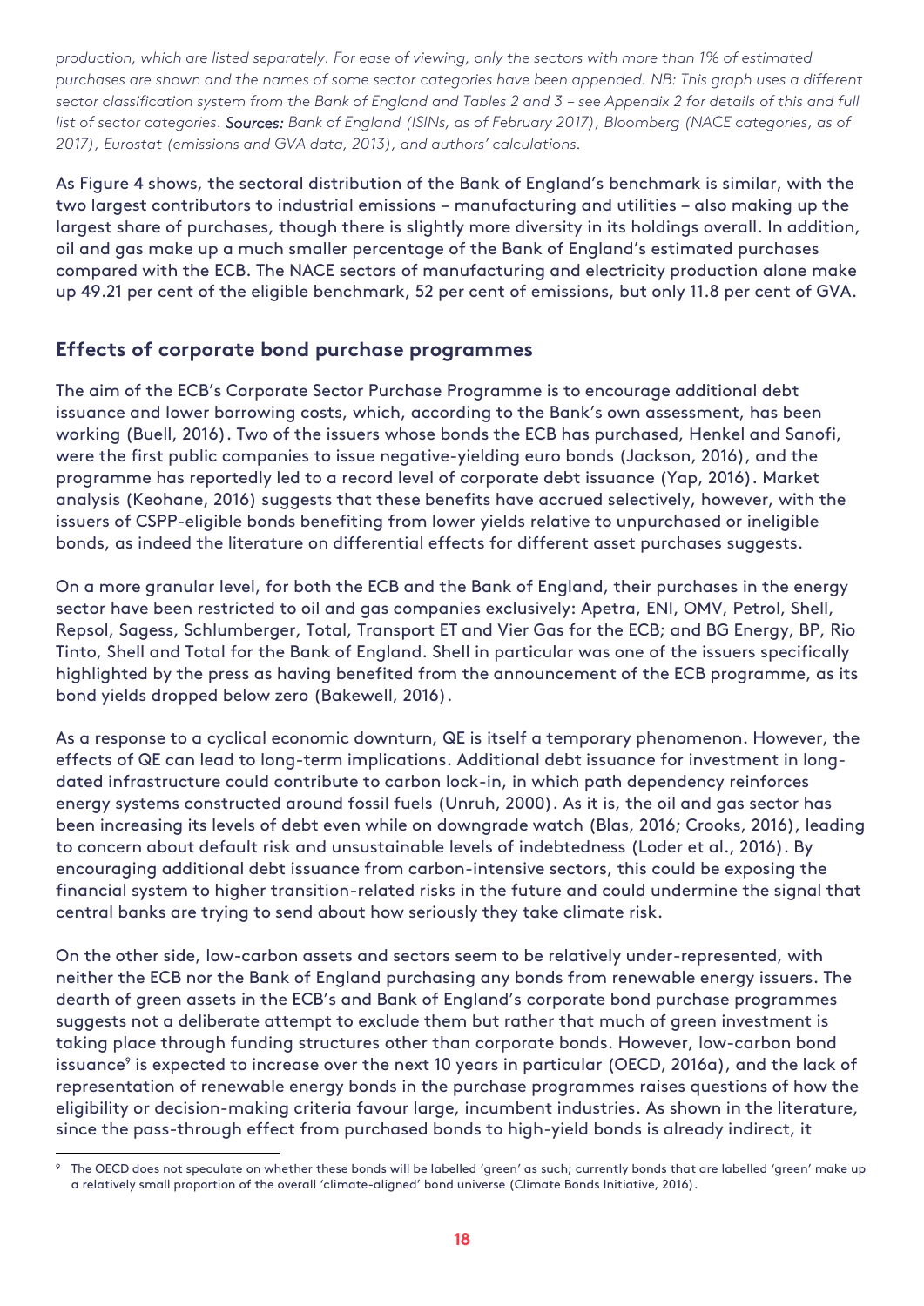*production, which are listed separately. For ease of viewing, only the sectors with more than 1% of estimated purchases are shown and the names of some sector categories have been appended. NB: This graph uses a different sector classification system from the Bank of England and Tables 2 and 3 – see Appendix 2 for details of this and full list of sector categories.* ***Sources:*** *Bank of England (ISINs, as of February 2017), Bloomberg (NACE categories, as of 2017), Eurostat (emissions and GVA data, 2013), and authors' calculations.*

As Figure 4 shows, the sectoral distribution of the Bank of England's benchmark is similar, with the two largest contributors to industrial emissions – manufacturing and utilities – also making up the largest share of purchases, though there is slightly more diversity in its holdings overall. In addition, oil and gas make up a much smaller percentage of the Bank of England's estimated purchases compared with the ECB. The NACE sectors of manufacturing and electricity production alone make up 49.21 per cent of the eligible benchmark, 52 per cent of emissions, but only 11.8 per cent of GVA.

## Effects of corporate bond purchase programmes

The aim of the ECB's Corporate Sector Purchase Programme is to encourage additional debt issuance and lower borrowing costs, which, according to the Bank's own assessment, has been working (Buell, 2016). Two of the issuers whose bonds the ECB has purchased, Henkel and Sanofi, were the first public companies to issue negative-yielding euro bonds (Jackson, 2016), and the programme has reportedly led to a record level of corporate debt issuance (Yap, 2016). Market analysis (Keohane, 2016) suggests that these benefits have accrued selectively, however, with the issuers of CSPP-eligible bonds benefiting from lower yields relative to unpurchased or ineligible bonds, as indeed the literature on differential effects for different asset purchases suggests.

On a more granular level, for both the ECB and the Bank of England, their purchases in the energy sector have been restricted to oil and gas companies exclusively: Apetra, ENI, OMV, Petrol, Shell, Repsol, Sagess, Schlumberger, Total, Transport ET and Vier Gas for the ECB; and BG Energy, BP, Rio Tinto, Shell and Total for the Bank of England. Shell in particular was one of the issuers specifically highlighted by the press as having benefited from the announcement of the ECB programme, as its bond yields dropped below zero (Bakewell, 2016).

As a response to a cyclical economic downturn, QE is itself a temporary phenomenon. However, the effects of QE can lead to long-term implications. Additional debt issuance for investment in long-dated infrastructure could contribute to carbon lock-in, in which path dependency reinforces energy systems constructed around fossil fuels (Unruh, 2000). As it is, the oil and gas sector has been increasing its levels of debt even while on downgrade watch (Blas, 2016; Crooks, 2016), leading to concern about default risk and unsustainable levels of indebtedness (Loder et al., 2016). By encouraging additional debt issuance from carbon-intensive sectors, this could be exposing the financial system to higher transition-related risks in the future and could undermine the signal that central banks are trying to send about how seriously they take climate risk.

On the other side, low-carbon assets and sectors seem to be relatively under-represented, with neither the ECB nor the Bank of England purchasing any bonds from renewable energy issuers. The dearth of green assets in the ECB's and Bank of England's corporate bond purchase programmes suggests not a deliberate attempt to exclude them but rather that much of green investment is taking place through funding structures other than corporate bonds. However, low-carbon bond issuance[9] is expected to increase over the next 10 years in particular (OECD, 2016a), and the lack of representation of renewable energy bonds in the purchase programmes raises questions of how the eligibility or decision-making criteria favour large, incumbent industries. As shown in the literature, since the pass-through effect from purchased bonds to high-yield bonds is already indirect, it

[9] The OECD does not speculate on whether these bonds will be labelled 'green' as such; currently bonds that are labelled 'green' make up a relatively small proportion of the overall 'climate-aligned' bond universe (Climate Bonds Initiative, 2016).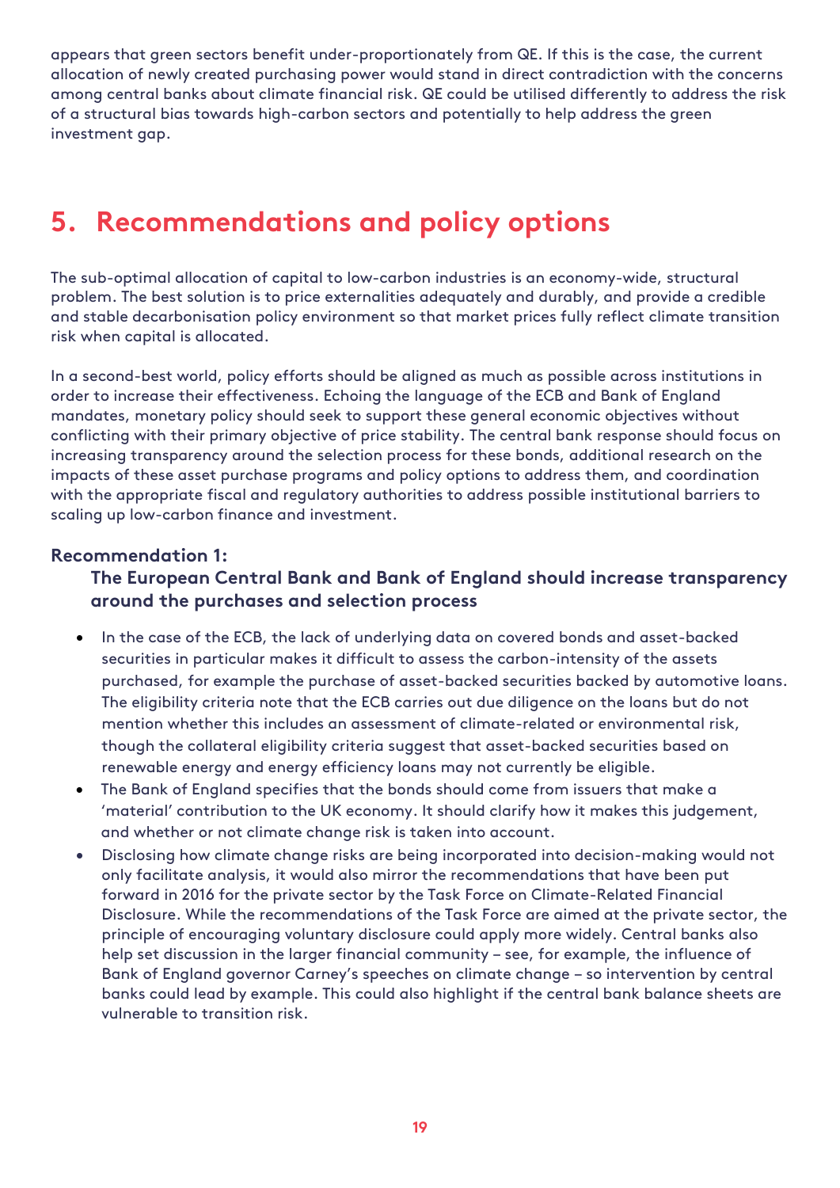appears that green sectors benefit under-proportionately from QE. If this is the case, the current allocation of newly created purchasing power would stand in direct contradiction with the concerns among central banks about climate financial risk. QE could be utilised differently to address the risk of a structural bias towards high-carbon sectors and potentially to help address the green investment gap.

# 5. Recommendations and policy options

The sub-optimal allocation of capital to low-carbon industries is an economy-wide, structural problem. The best solution is to price externalities adequately and durably, and provide a credible and stable decarbonisation policy environment so that market prices fully reflect climate transition risk when capital is allocated.

In a second-best world, policy efforts should be aligned as much as possible across institutions in order to increase their effectiveness. Echoing the language of the ECB and Bank of England mandates, monetary policy should seek to support these general economic objectives without conflicting with their primary objective of price stability. The central bank response should focus on increasing transparency around the selection process for these bonds, additional research on the impacts of these asset purchase programs and policy options to address them, and coordination with the appropriate fiscal and regulatory authorities to address possible institutional barriers to scaling up low-carbon finance and investment.

### Recommendation 1:

**The European Central Bank and Bank of England should increase transparency around the purchases and selection process**

- In the case of the ECB, the lack of underlying data on covered bonds and asset-backed securities in particular makes it difficult to assess the carbon-intensity of the assets purchased, for example the purchase of asset-backed securities backed by automotive loans. The eligibility criteria note that the ECB carries out due diligence on the loans but do not mention whether this includes an assessment of climate-related or environmental risk, though the collateral eligibility criteria suggest that asset-backed securities based on renewable energy and energy efficiency loans may not currently be eligible.
- The Bank of England specifies that the bonds should come from issuers that make a 'material' contribution to the UK economy. It should clarify how it makes this judgement, and whether or not climate change risk is taken into account.
- Disclosing how climate change risks are being incorporated into decision-making would not only facilitate analysis, it would also mirror the recommendations that have been put forward in 2016 for the private sector by the Task Force on Climate-Related Financial Disclosure. While the recommendations of the Task Force are aimed at the private sector, the principle of encouraging voluntary disclosure could apply more widely. Central banks also help set discussion in the larger financial community – see, for example, the influence of Bank of England governor Carney's speeches on climate change – so intervention by central banks could lead by example. This could also highlight if the central bank balance sheets are vulnerable to transition risk.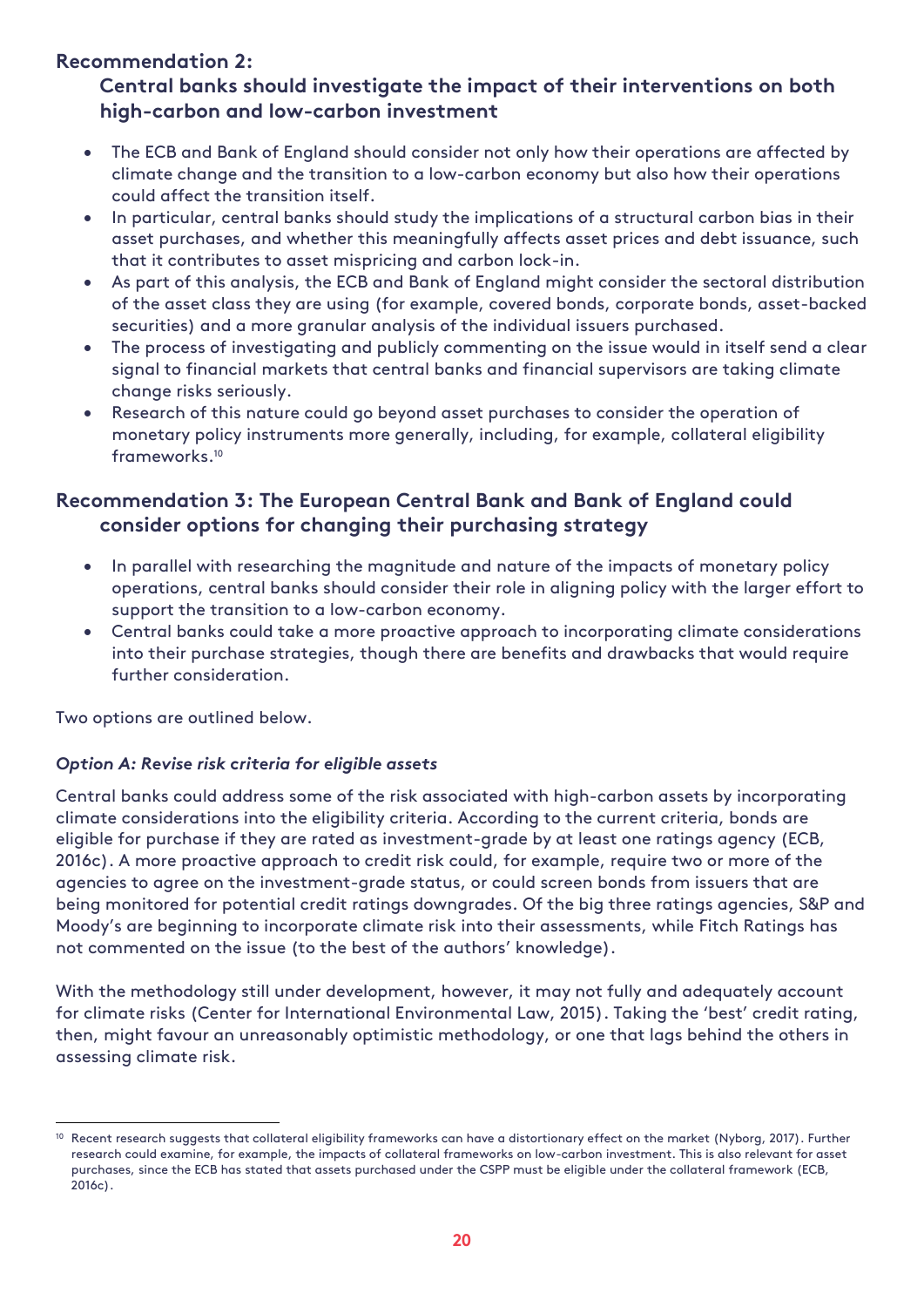### Recommendation 2:

### Central banks should investigate the impact of their interventions on both high-carbon and low-carbon investment

- The ECB and Bank of England should consider not only how their operations are affected by climate change and the transition to a low-carbon economy but also how their operations could affect the transition itself.
- In particular, central banks should study the implications of a structural carbon bias in their asset purchases, and whether this meaningfully affects asset prices and debt issuance, such that it contributes to asset mispricing and carbon lock-in.
- As part of this analysis, the ECB and Bank of England might consider the sectoral distribution of the asset class they are using (for example, covered bonds, corporate bonds, asset-backed securities) and a more granular analysis of the individual issuers purchased.
- The process of investigating and publicly commenting on the issue would in itself send a clear signal to financial markets that central banks and financial supervisors are taking climate change risks seriously.
- Research of this nature could go beyond asset purchases to consider the operation of monetary policy instruments more generally, including, for example, collateral eligibility frameworks.[10]

### Recommendation 3: The European Central Bank and Bank of England could consider options for changing their purchasing strategy

- In parallel with researching the magnitude and nature of the impacts of monetary policy operations, central banks should consider their role in aligning policy with the larger effort to support the transition to a low-carbon economy.
- Central banks could take a more proactive approach to incorporating climate considerations into their purchase strategies, though there are benefits and drawbacks that would require further consideration.

Two options are outlined below.

#### *Option A: Revise risk criteria for eligible assets*

Central banks could address some of the risk associated with high-carbon assets by incorporating climate considerations into the eligibility criteria. According to the current criteria, bonds are eligible for purchase if they are rated as investment-grade by at least one ratings agency (ECB, 2016c). A more proactive approach to credit risk could, for example, require two or more of the agencies to agree on the investment-grade status, or could screen bonds from issuers that are being monitored for potential credit ratings downgrades. Of the big three ratings agencies, S&P and Moody's are beginning to incorporate climate risk into their assessments, while Fitch Ratings has not commented on the issue (to the best of the authors' knowledge).

With the methodology still under development, however, it may not fully and adequately account for climate risks (Center for International Environmental Law, 2015). Taking the 'best' credit rating, then, might favour an unreasonably optimistic methodology, or one that lags behind the others in assessing climate risk.

---

[10] Recent research suggests that collateral eligibility frameworks can have a distortionary effect on the market (Nyborg, 2017). Further research could examine, for example, the impacts of collateral frameworks on low-carbon investment. This is also relevant for asset purchases, since the ECB has stated that assets purchased under the CSPP must be eligible under the collateral framework (ECB, 2016c).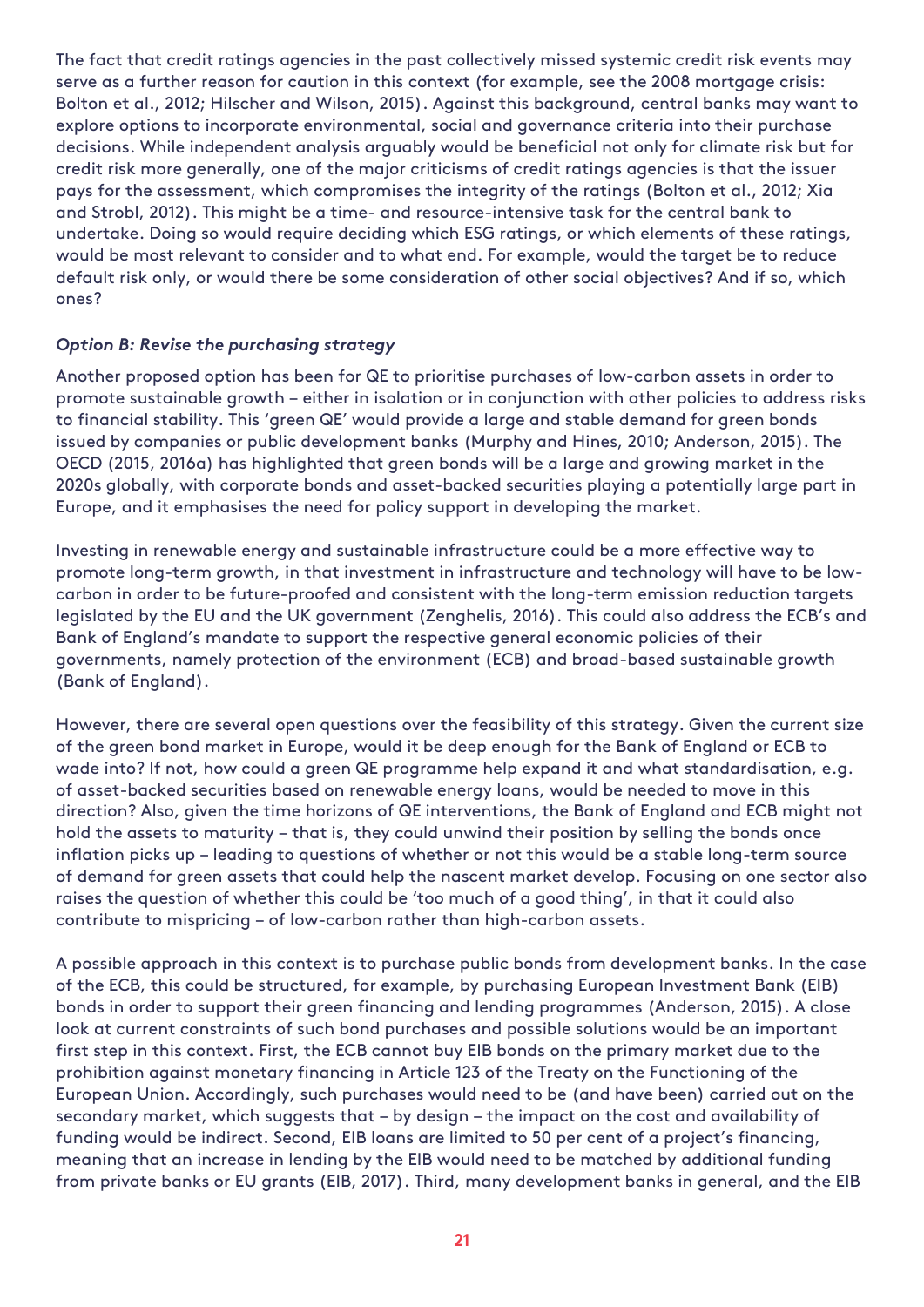The fact that credit ratings agencies in the past collectively missed systemic credit risk events may serve as a further reason for caution in this context (for example, see the 2008 mortgage crisis: Bolton et al., 2012; Hilscher and Wilson, 2015). Against this background, central banks may want to explore options to incorporate environmental, social and governance criteria into their purchase decisions. While independent analysis arguably would be beneficial not only for climate risk but for credit risk more generally, one of the major criticisms of credit ratings agencies is that the issuer pays for the assessment, which compromises the integrity of the ratings (Bolton et al., 2012; Xia and Strobl, 2012). This might be a time- and resource-intensive task for the central bank to undertake. Doing so would require deciding which ESG ratings, or which elements of these ratings, would be most relevant to consider and to what end. For example, would the target be to reduce default risk only, or would there be some consideration of other social objectives? And if so, which ones?

### *Option B: Revise the purchasing strategy*

Another proposed option has been for QE to prioritise purchases of low-carbon assets in order to promote sustainable growth – either in isolation or in conjunction with other policies to address risks to financial stability. This 'green QE' would provide a large and stable demand for green bonds issued by companies or public development banks (Murphy and Hines, 2010; Anderson, 2015). The OECD (2015, 2016a) has highlighted that green bonds will be a large and growing market in the 2020s globally, with corporate bonds and asset-backed securities playing a potentially large part in Europe, and it emphasises the need for policy support in developing the market.

Investing in renewable energy and sustainable infrastructure could be a more effective way to promote long-term growth, in that investment in infrastructure and technology will have to be low-carbon in order to be future-proofed and consistent with the long-term emission reduction targets legislated by the EU and the UK government (Zenghelis, 2016). This could also address the ECB's and Bank of England's mandate to support the respective general economic policies of their governments, namely protection of the environment (ECB) and broad-based sustainable growth (Bank of England).

However, there are several open questions over the feasibility of this strategy. Given the current size of the green bond market in Europe, would it be deep enough for the Bank of England or ECB to wade into? If not, how could a green QE programme help expand it and what standardisation, e.g. of asset-backed securities based on renewable energy loans, would be needed to move in this direction? Also, given the time horizons of QE interventions, the Bank of England and ECB might not hold the assets to maturity – that is, they could unwind their position by selling the bonds once inflation picks up – leading to questions of whether or not this would be a stable long-term source of demand for green assets that could help the nascent market develop. Focusing on one sector also raises the question of whether this could be 'too much of a good thing', in that it could also contribute to mispricing – of low-carbon rather than high-carbon assets.

A possible approach in this context is to purchase public bonds from development banks. In the case of the ECB, this could be structured, for example, by purchasing European Investment Bank (EIB) bonds in order to support their green financing and lending programmes (Anderson, 2015). A close look at current constraints of such bond purchases and possible solutions would be an important first step in this context. First, the ECB cannot buy EIB bonds on the primary market due to the prohibition against monetary financing in Article 123 of the Treaty on the Functioning of the European Union. Accordingly, such purchases would need to be (and have been) carried out on the secondary market, which suggests that – by design – the impact on the cost and availability of funding would be indirect. Second, EIB loans are limited to 50 per cent of a project's financing, meaning that an increase in lending by the EIB would need to be matched by additional funding from private banks or EU grants (EIB, 2017). Third, many development banks in general, and the EIB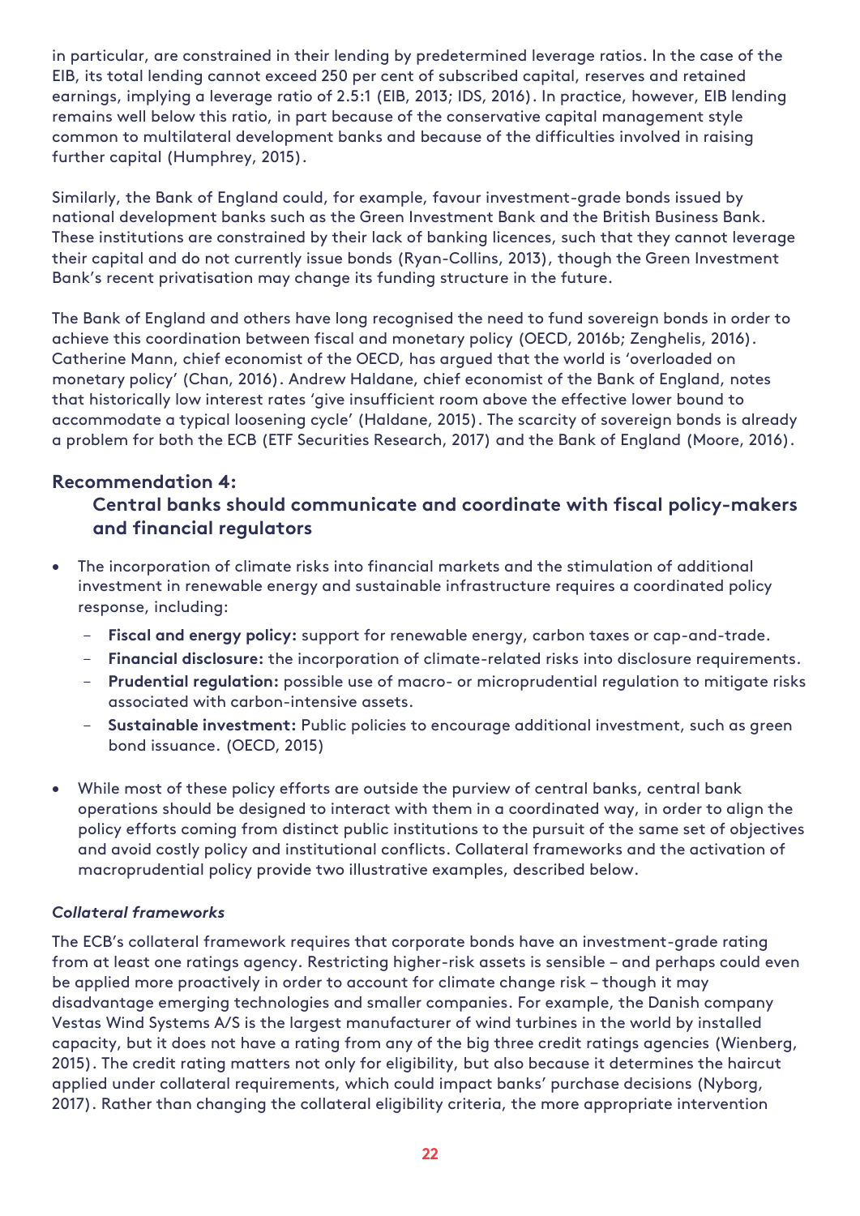in particular, are constrained in their lending by predetermined leverage ratios. In the case of the EIB, its total lending cannot exceed 250 per cent of subscribed capital, reserves and retained earnings, implying a leverage ratio of 2.5:1 (EIB, 2013; IDS, 2016). In practice, however, EIB lending remains well below this ratio, in part because of the conservative capital management style common to multilateral development banks and because of the difficulties involved in raising further capital (Humphrey, 2015).

Similarly, the Bank of England could, for example, favour investment-grade bonds issued by national development banks such as the Green Investment Bank and the British Business Bank. These institutions are constrained by their lack of banking licences, such that they cannot leverage their capital and do not currently issue bonds (Ryan-Collins, 2013), though the Green Investment Bank's recent privatisation may change its funding structure in the future.

The Bank of England and others have long recognised the need to fund sovereign bonds in order to achieve this coordination between fiscal and monetary policy (OECD, 2016b; Zenghelis, 2016). Catherine Mann, chief economist of the OECD, has argued that the world is 'overloaded on monetary policy' (Chan, 2016). Andrew Haldane, chief economist of the Bank of England, notes that historically low interest rates 'give insufficient room above the effective lower bound to accommodate a typical loosening cycle' (Haldane, 2015). The scarcity of sovereign bonds is already a problem for both the ECB (ETF Securities Research, 2017) and the Bank of England (Moore, 2016).

### Recommendation 4: Central banks should communicate and coordinate with fiscal policy-makers and financial regulators

- The incorporation of climate risks into financial markets and the stimulation of additional investment in renewable energy and sustainable infrastructure requires a coordinated policy response, including:
  - **Fiscal and energy policy:** support for renewable energy, carbon taxes or cap-and-trade.
  - **Financial disclosure:** the incorporation of climate-related risks into disclosure requirements.
  - **Prudential regulation:** possible use of macro- or microprudential regulation to mitigate risks associated with carbon-intensive assets.
  - **Sustainable investment:** Public policies to encourage additional investment, such as green bond issuance. (OECD, 2015)
- While most of these policy efforts are outside the purview of central banks, central bank operations should be designed to interact with them in a coordinated way, in order to align the policy efforts coming from distinct public institutions to the pursuit of the same set of objectives and avoid costly policy and institutional conflicts. Collateral frameworks and the activation of macroprudential policy provide two illustrative examples, described below.

#### *Collateral frameworks*

The ECB's collateral framework requires that corporate bonds have an investment-grade rating from at least one ratings agency. Restricting higher-risk assets is sensible – and perhaps could even be applied more proactively in order to account for climate change risk – though it may disadvantage emerging technologies and smaller companies. For example, the Danish company Vestas Wind Systems A/S is the largest manufacturer of wind turbines in the world by installed capacity, but it does not have a rating from any of the big three credit ratings agencies (Wienberg, 2015). The credit rating matters not only for eligibility, but also because it determines the haircut applied under collateral requirements, which could impact banks' purchase decisions (Nyborg, 2017). Rather than changing the collateral eligibility criteria, the more appropriate intervention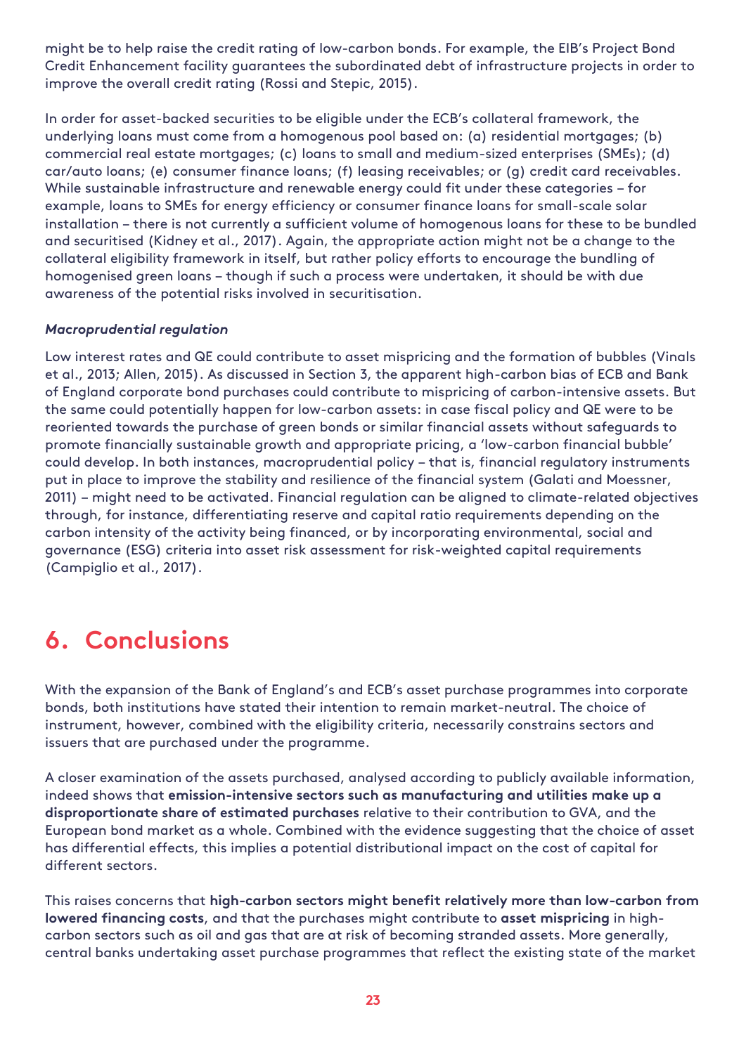might be to help raise the credit rating of low-carbon bonds. For example, the EIB's Project Bond Credit Enhancement facility guarantees the subordinated debt of infrastructure projects in order to improve the overall credit rating (Rossi and Stepic, 2015).

In order for asset-backed securities to be eligible under the ECB's collateral framework, the underlying loans must come from a homogenous pool based on: (a) residential mortgages; (b) commercial real estate mortgages; (c) loans to small and medium-sized enterprises (SMEs); (d) car/auto loans; (e) consumer finance loans; (f) leasing receivables; or (g) credit card receivables. While sustainable infrastructure and renewable energy could fit under these categories – for example, loans to SMEs for energy efficiency or consumer finance loans for small-scale solar installation – there is not currently a sufficient volume of homogenous loans for these to be bundled and securitised (Kidney et al., 2017). Again, the appropriate action might not be a change to the collateral eligibility framework in itself, but rather policy efforts to encourage the bundling of homogenised green loans – though if such a process were undertaken, it should be with due awareness of the potential risks involved in securitisation.

### *Macroprudential regulation*

Low interest rates and QE could contribute to asset mispricing and the formation of bubbles (Vinals et al., 2013; Allen, 2015). As discussed in Section 3, the apparent high-carbon bias of ECB and Bank of England corporate bond purchases could contribute to mispricing of carbon-intensive assets. But the same could potentially happen for low-carbon assets: in case fiscal policy and QE were to be reoriented towards the purchase of green bonds or similar financial assets without safeguards to promote financially sustainable growth and appropriate pricing, a 'low-carbon financial bubble' could develop. In both instances, macroprudential policy – that is, financial regulatory instruments put in place to improve the stability and resilience of the financial system (Galati and Moessner, 2011) – might need to be activated. Financial regulation can be aligned to climate-related objectives through, for instance, differentiating reserve and capital ratio requirements depending on the carbon intensity of the activity being financed, or by incorporating environmental, social and governance (ESG) criteria into asset risk assessment for risk-weighted capital requirements (Campiglio et al., 2017).

# 6. Conclusions

With the expansion of the Bank of England's and ECB's asset purchase programmes into corporate bonds, both institutions have stated their intention to remain market-neutral. The choice of instrument, however, combined with the eligibility criteria, necessarily constrains sectors and issuers that are purchased under the programme.

A closer examination of the assets purchased, analysed according to publicly available information, indeed shows that **emission-intensive sectors such as manufacturing and utilities make up a disproportionate share of estimated purchases** relative to their contribution to GVA, and the European bond market as a whole. Combined with the evidence suggesting that the choice of asset has differential effects, this implies a potential distributional impact on the cost of capital for different sectors.

This raises concerns that **high-carbon sectors might benefit relatively more than low-carbon from lowered financing costs**, and that the purchases might contribute to **asset mispricing** in high-carbon sectors such as oil and gas that are at risk of becoming stranded assets. More generally, central banks undertaking asset purchase programmes that reflect the existing state of the market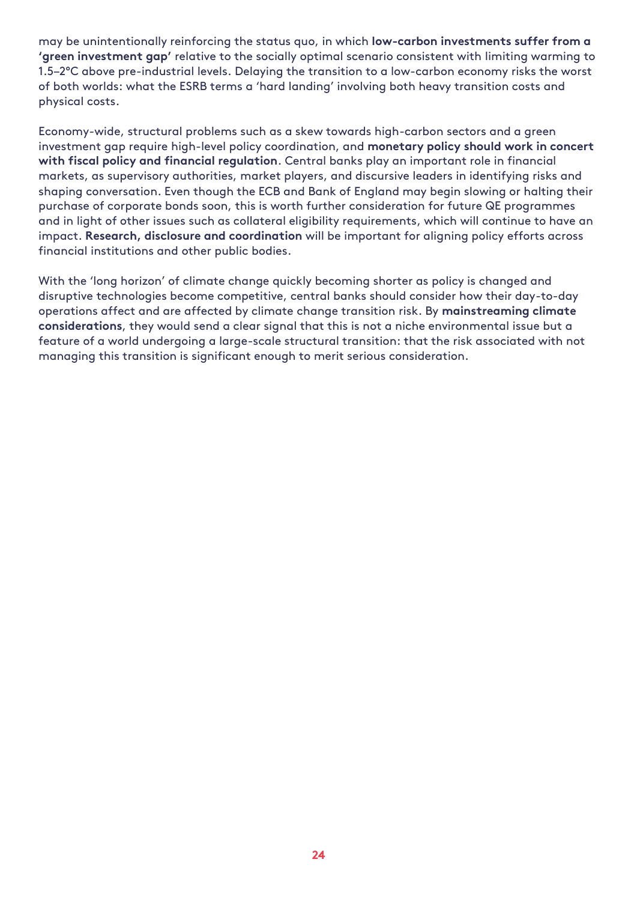may be unintentionally reinforcing the status quo, in which **low-carbon investments suffer from a 'green investment gap'** relative to the socially optimal scenario consistent with limiting warming to 1.5–2°C above pre-industrial levels. Delaying the transition to a low-carbon economy risks the worst of both worlds: what the ESRB terms a 'hard landing' involving both heavy transition costs and physical costs.

Economy-wide, structural problems such as a skew towards high-carbon sectors and a green investment gap require high-level policy coordination, and **monetary policy should work in concert with fiscal policy and financial regulation**. Central banks play an important role in financial markets, as supervisory authorities, market players, and discursive leaders in identifying risks and shaping conversation. Even though the ECB and Bank of England may begin slowing or halting their purchase of corporate bonds soon, this is worth further consideration for future QE programmes and in light of other issues such as collateral eligibility requirements, which will continue to have an impact. **Research, disclosure and coordination** will be important for aligning policy efforts across financial institutions and other public bodies.

With the 'long horizon' of climate change quickly becoming shorter as policy is changed and disruptive technologies become competitive, central banks should consider how their day-to-day operations affect and are affected by climate change transition risk. By **mainstreaming climate considerations**, they would send a clear signal that this is not a niche environmental issue but a feature of a world undergoing a large-scale structural transition: that the risk associated with not managing this transition is significant enough to merit serious consideration.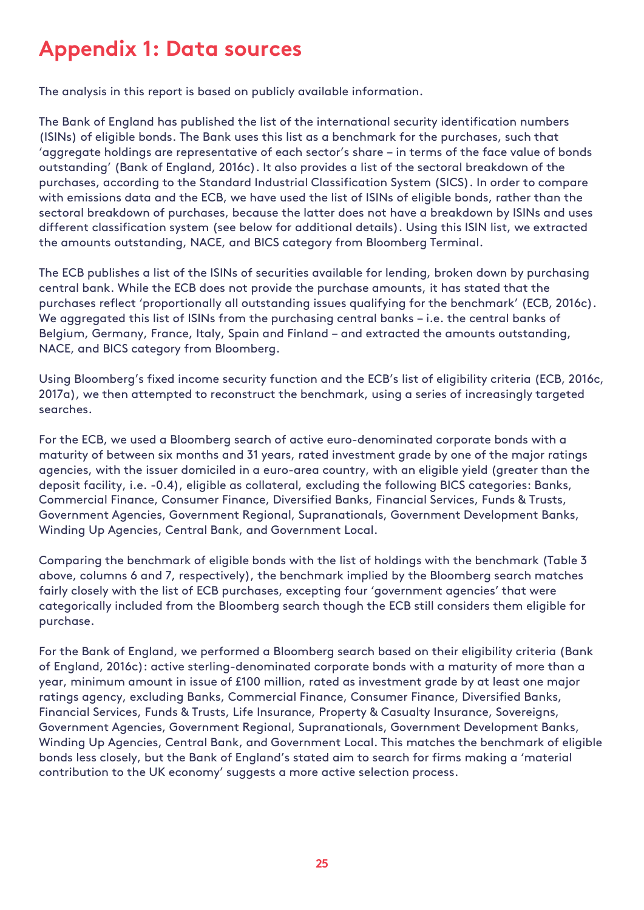# Appendix 1: Data sources

The analysis in this report is based on publicly available information.

The Bank of England has published the list of the international security identification numbers (ISINs) of eligible bonds. The Bank uses this list as a benchmark for the purchases, such that 'aggregate holdings are representative of each sector's share – in terms of the face value of bonds outstanding' (Bank of England, 2016c). It also provides a list of the sectoral breakdown of the purchases, according to the Standard Industrial Classification System (SICS). In order to compare with emissions data and the ECB, we have used the list of ISINs of eligible bonds, rather than the sectoral breakdown of purchases, because the latter does not have a breakdown by ISINs and uses different classification system (see below for additional details). Using this ISIN list, we extracted the amounts outstanding, NACE, and BICS category from Bloomberg Terminal.

The ECB publishes a list of the ISINs of securities available for lending, broken down by purchasing central bank. While the ECB does not provide the purchase amounts, it has stated that the purchases reflect 'proportionally all outstanding issues qualifying for the benchmark' (ECB, 2016c). We aggregated this list of ISINs from the purchasing central banks – i.e. the central banks of Belgium, Germany, France, Italy, Spain and Finland – and extracted the amounts outstanding, NACE, and BICS category from Bloomberg.

Using Bloomberg's fixed income security function and the ECB's list of eligibility criteria (ECB, 2016c, 2017a), we then attempted to reconstruct the benchmark, using a series of increasingly targeted searches.

For the ECB, we used a Bloomberg search of active euro-denominated corporate bonds with a maturity of between six months and 31 years, rated investment grade by one of the major ratings agencies, with the issuer domiciled in a euro-area country, with an eligible yield (greater than the deposit facility, i.e. -0.4), eligible as collateral, excluding the following BICS categories: Banks, Commercial Finance, Consumer Finance, Diversified Banks, Financial Services, Funds & Trusts, Government Agencies, Government Regional, Supranationals, Government Development Banks, Winding Up Agencies, Central Bank, and Government Local.

Comparing the benchmark of eligible bonds with the list of holdings with the benchmark (Table 3 above, columns 6 and 7, respectively), the benchmark implied by the Bloomberg search matches fairly closely with the list of ECB purchases, excepting four 'government agencies' that were categorically included from the Bloomberg search though the ECB still considers them eligible for purchase.

For the Bank of England, we performed a Bloomberg search based on their eligibility criteria (Bank of England, 2016c): active sterling-denominated corporate bonds with a maturity of more than a year, minimum amount in issue of £100 million, rated as investment grade by at least one major ratings agency, excluding Banks, Commercial Finance, Consumer Finance, Diversified Banks, Financial Services, Funds & Trusts, Life Insurance, Property & Casualty Insurance, Sovereigns, Government Agencies, Government Regional, Supranationals, Government Development Banks, Winding Up Agencies, Central Bank, and Government Local. This matches the benchmark of eligible bonds less closely, but the Bank of England's stated aim to search for firms making a 'material contribution to the UK economy' suggests a more active selection process.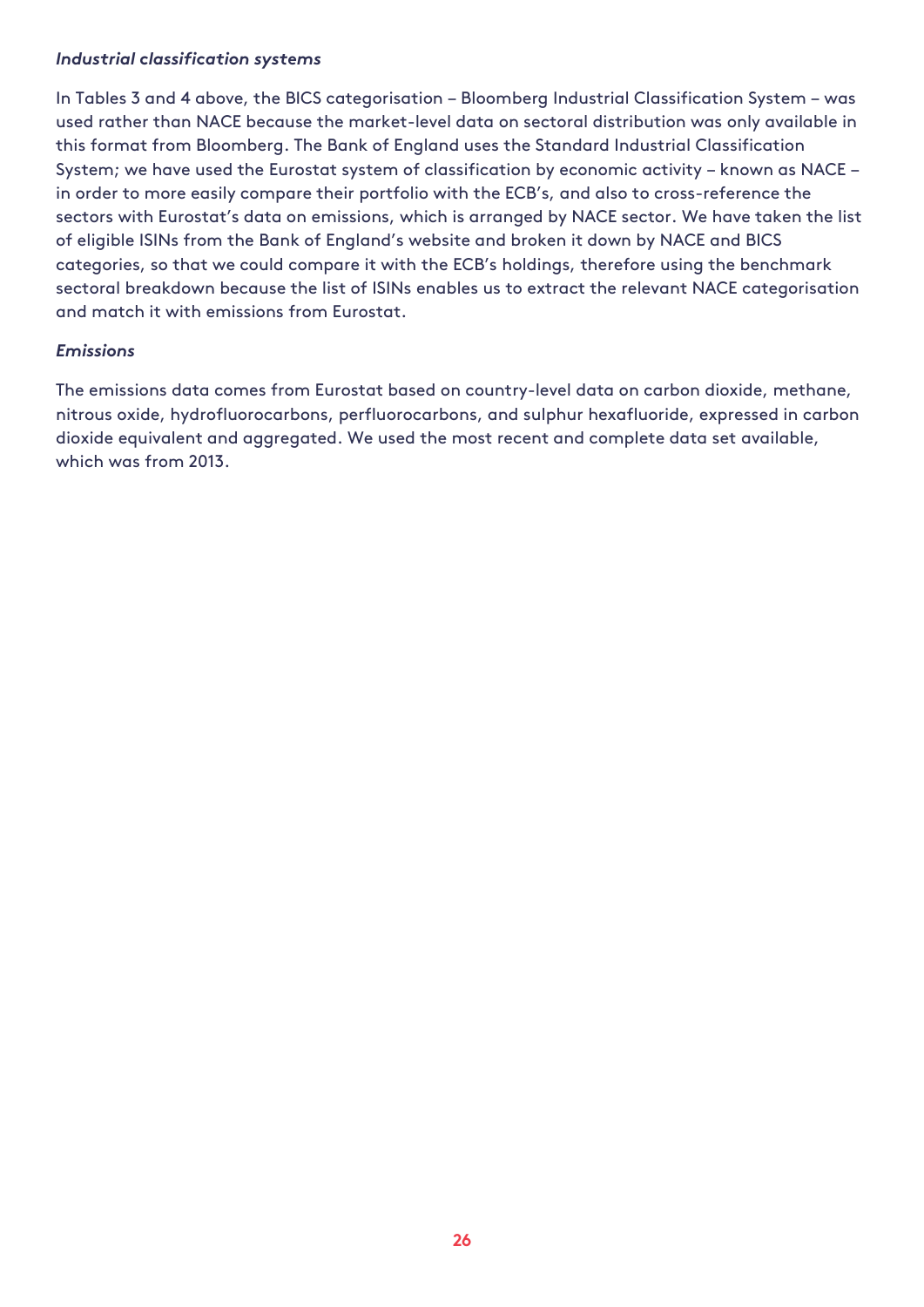*Industrial classification systems*

In Tables 3 and 4 above, the BICS categorisation – Bloomberg Industrial Classification System – was used rather than NACE because the market-level data on sectoral distribution was only available in this format from Bloomberg. The Bank of England uses the Standard Industrial Classification System; we have used the Eurostat system of classification by economic activity – known as NACE – in order to more easily compare their portfolio with the ECB's, and also to cross-reference the sectors with Eurostat's data on emissions, which is arranged by NACE sector. We have taken the list of eligible ISINs from the Bank of England's website and broken it down by NACE and BICS categories, so that we could compare it with the ECB's holdings, therefore using the benchmark sectoral breakdown because the list of ISINs enables us to extract the relevant NACE categorisation and match it with emissions from Eurostat.

*Emissions*

The emissions data comes from Eurostat based on country-level data on carbon dioxide, methane, nitrous oxide, hydrofluorocarbons, perfluorocarbons, and sulphur hexafluoride, expressed in carbon dioxide equivalent and aggregated. We used the most recent and complete data set available, which was from 2013.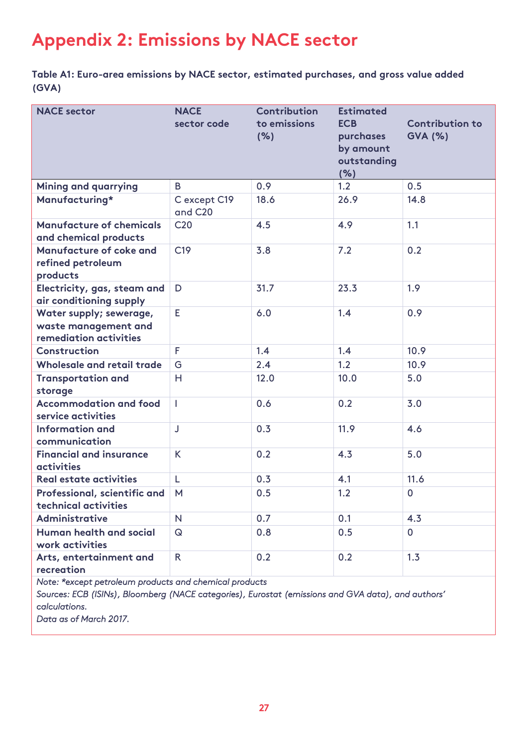# Appendix 2: Emissions by NACE sector

**Table A1: Euro-area emissions by NACE sector, estimated purchases, and gross value added (GVA)**

| NACE sector | NACE sector code | Contribution to emissions (%) | Estimated ECB purchases by amount outstanding (%) | Contribution to GVA (%) |
|---|---|---|---|---|
| **Mining and quarrying** | B | 0.9 | 1.2 | 0.5 |
| **Manufacturing*** | C except C19 and C20 | 18.6 | 26.9 | 14.8 |
| **Manufacture of chemicals and chemical products** | C20 | 4.5 | 4.9 | 1.1 |
| **Manufacture of coke and refined petroleum products** | C19 | 3.8 | 7.2 | 0.2 |
| **Electricity, gas, steam and air conditioning supply** | D | 31.7 | 23.3 | 1.9 |
| **Water supply; sewerage, waste management and remediation activities** | E | 6.0 | 1.4 | 0.9 |
| **Construction** | F | 1.4 | 1.4 | 10.9 |
| **Wholesale and retail trade** | G | 2.4 | 1.2 | 10.9 |
| **Transportation and storage** | H | 12.0 | 10.0 | 5.0 |
| **Accommodation and food service activities** | I | 0.6 | 0.2 | 3.0 |
| **Information and communication** | J | 0.3 | 11.9 | 4.6 |
| **Financial and insurance activities** | K | 0.2 | 4.3 | 5.0 |
| **Real estate activities** | L | 0.3 | 4.1 | 11.6 |
| **Professional, scientific and technical activities** | M | 0.5 | 1.2 | 0 |
| **Administrative** | N | 0.7 | 0.1 | 4.3 |
| **Human health and social work activities** | Q | 0.8 | 0.5 | 0 |
| **Arts, entertainment and recreation** | R | 0.2 | 0.2 | 1.3 |

*Note: *except petroleum products and chemical products*

*Sources: ECB (ISINs), Bloomberg (NACE categories), Eurostat (emissions and GVA data), and authors' calculations.*

*Data as of March 2017.*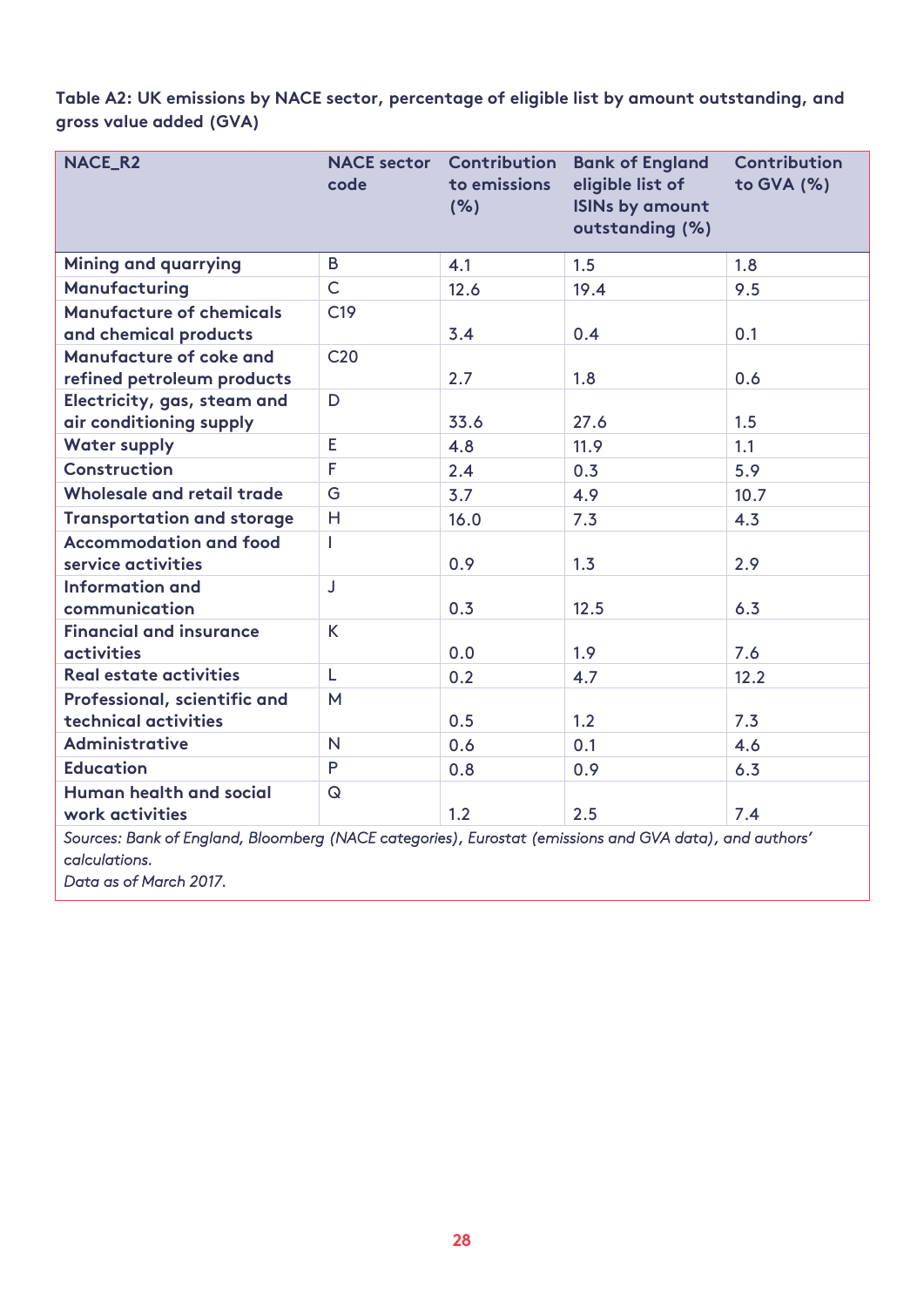**Table A2: UK emissions by NACE sector, percentage of eligible list by amount outstanding, and gross value added (GVA)**

| NACE_R2 | NACE sector code | Contribution to emissions (%) | Bank of England eligible list of ISINs by amount outstanding (%) | Contribution to GVA (%) |
|---|---|---|---|---|
| Mining and quarrying | B | 4.1 | 1.5 | 1.8 |
| Manufacturing | C | 12.6 | 19.4 | 9.5 |
| Manufacture of chemicals and chemical products | C19 | 3.4 | 0.4 | 0.1 |
| Manufacture of coke and refined petroleum products | C20 | 2.7 | 1.8 | 0.6 |
| Electricity, gas, steam and air conditioning supply | D | 33.6 | 27.6 | 1.5 |
| Water supply | E | 4.8 | 11.9 | 1.1 |
| Construction | F | 2.4 | 0.3 | 5.9 |
| Wholesale and retail trade | G | 3.7 | 4.9 | 10.7 |
| Transportation and storage | H | 16.0 | 7.3 | 4.3 |
| Accommodation and food service activities | I | 0.9 | 1.3 | 2.9 |
| Information and communication | J | 0.3 | 12.5 | 6.3 |
| Financial and insurance activities | K | 0.0 | 1.9 | 7.6 |
| Real estate activities | L | 0.2 | 4.7 | 12.2 |
| Professional, scientific and technical activities | M | 0.5 | 1.2 | 7.3 |
| Administrative | N | 0.6 | 0.1 | 4.6 |
| Education | P | 0.8 | 0.9 | 6.3 |
| Human health and social work activities | Q | 1.2 | 2.5 | 7.4 |

*Sources: Bank of England, Bloomberg (NACE categories), Eurostat (emissions and GVA data), and authors' calculations.*

*Data as of March 2017.*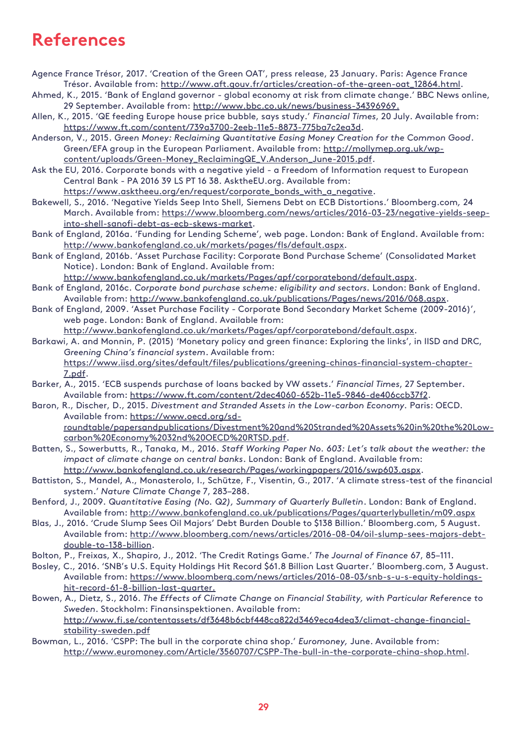# References

Agence France Trésor, 2017. 'Creation of the Green OAT', press release, 23 January. Paris: Agence France Trésor. Available from: http://www.aft.gouv.fr/articles/creation-of-the-green-oat_12864.html.

Ahmed, K., 2015. 'Bank of England governor - global economy at risk from climate change.' BBC News online, 29 September. Available from: http://www.bbc.co.uk/news/business-34396969.

Allen, K., 2015. 'QE feeding Europe house price bubble, says study.' *Financial Times*, 20 July. Available from: https://www.ft.com/content/739a3700-2eeb-11e5-8873-775ba7c2ea3d.

Anderson, V., 2015. *Green Money: Reclaiming Quantitative Easing Money Creation for the Common Good*. Green/EFA group in the European Parliament. Available from: http://mollymep.org.uk/wp-content/uploads/Green-Money_ReclaimingQE_V.Anderson_June-2015.pdf.

Ask the EU, 2016. Corporate bonds with a negative yield - a Freedom of Information request to European Central Bank - PA 2016 39 LS PT 16 38. AsktheEU.org. Available from: https://www.asktheeu.org/en/request/corporate_bonds_with_a_negative.

Bakewell, S., 2016. 'Negative Yields Seep Into Shell, Siemens Debt on ECB Distortions.' Bloomberg.com, 24 March. Available from: https://www.bloomberg.com/news/articles/2016-03-23/negative-yields-seep-into-shell-sanofi-debt-as-ecb-skews-market.

Bank of England, 2016a. 'Funding for Lending Scheme', web page. London: Bank of England. Available from: http://www.bankofengland.co.uk/markets/pages/fls/default.aspx.

Bank of England, 2016b. 'Asset Purchase Facility: Corporate Bond Purchase Scheme' (Consolidated Market Notice). London: Bank of England. Available from: http://www.bankofengland.co.uk/markets/Pages/apf/corporatebond/default.aspx.

Bank of England, 2016c. *Corporate bond purchase scheme: eligibility and sectors*. London: Bank of England. Available from: http://www.bankofengland.co.uk/publications/Pages/news/2016/068.aspx.

Bank of England, 2009. 'Asset Purchase Facility - Corporate Bond Secondary Market Scheme (2009-2016)', web page. London: Bank of England. Available from: http://www.bankofengland.co.uk/markets/Pages/apf/corporatebond/default.aspx.

Barkawi, A. and Monnin, P. (2015) 'Monetary policy and green finance: Exploring the links', in IISD and DRC, *Greening China's financial system*. Available from: https://www.iisd.org/sites/default/files/publications/greening-chinas-financial-system-chapter-7.pdf.

Barker, A., 2015. 'ECB suspends purchase of loans backed by VW assets.' *Financial Times*, 27 September. Available from: https://www.ft.com/content/2dec4060-652b-11e5-9846-de406ccb37f2.

Baron, R., Discher, D., 2015. *Divestment and Stranded Assets in the Low-carbon Economy*. Paris: OECD. Available from: https://www.oecd.org/sd-roundtable/papersandpublications/Divestment%20and%20Stranded%20Assets%20in%20the%20Low-carbon%20Economy%2032nd%20OECD%20RTSD.pdf.

Batten, S., Sowerbutts, R., Tanaka, M., 2016. *Staff Working Paper No. 603: Let's talk about the weather: the impact of climate change on central banks*. London: Bank of England. Available from: http://www.bankofengland.co.uk/research/Pages/workingpapers/2016/swp603.aspx.

Battiston, S., Mandel, A., Monasterolo, I., Schütze, F., Visentin, G., 2017. 'A climate stress-test of the financial system.' *Nature Climate Change* 7, 283–288.

Benford, J., 2009. *Quantitative Easing (No. Q2), Summary of Quarterly Bulletin*. London: Bank of England. Available from: http://www.bankofengland.co.uk/publications/Pages/quarterlybulletin/m09.aspx

Blas, J., 2016. 'Crude Slump Sees Oil Majors' Debt Burden Double to $138 Billion.' Bloomberg.com, 5 August. Available from: http://www.bloomberg.com/news/articles/2016-08-04/oil-slump-sees-majors-debt-double-to-138-billion.

Bolton, P., Freixas, X., Shapiro, J., 2012. 'The Credit Ratings Game.' *The Journal of Finance* 67, 85–111.

Bosley, C., 2016. 'SNB's U.S. Equity Holdings Hit Record $61.8 Billion Last Quarter.' Bloomberg.com, 3 August. Available from: https://www.bloomberg.com/news/articles/2016-08-03/snb-s-u-s-equity-holdings-hit-record-61-8-billion-last-quarter.

Bowen, A., Dietz, S., 2016. *The Effects of Climate Change on Financial Stability, with Particular Reference to Sweden*. Stockholm: Finansinspektionen. Available from: http://www.fi.se/contentassets/df3648b6cbf448ca822d3469eca4dea3/climat-change-financial-stability-sweden.pdf

Bowman, L., 2016. 'CSPP: The bull in the corporate china shop.' *Euromoney*, June. Available from: http://www.euromoney.com/Article/3560707/CSPP-The-bull-in-the-corporate-china-shop.html.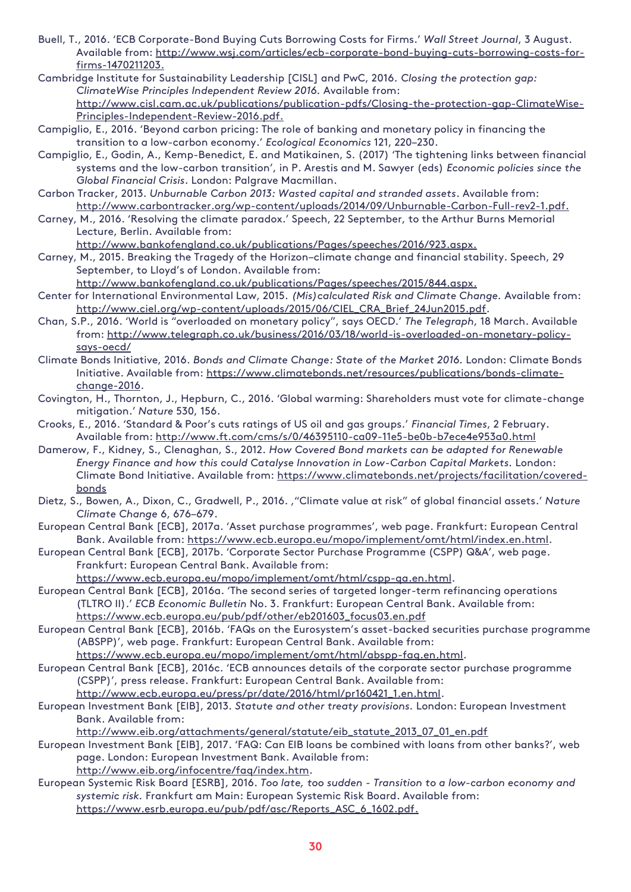Buell, T., 2016. 'ECB Corporate-Bond Buying Cuts Borrowing Costs for Firms.' *Wall Street Journal*, 3 August. Available from: http://www.wsj.com/articles/ecb-corporate-bond-buying-cuts-borrowing-costs-for-firms-1470211203.

Cambridge Institute for Sustainability Leadership [CISL] and PwC, 2016. *Closing the protection gap: ClimateWise Principles Independent Review 2016.* Available from: http://www.cisl.cam.ac.uk/publications/publication-pdfs/Closing-the-protection-gap-ClimateWise-Principles-Independent-Review-2016.pdf.

Campiglio, E., 2016. 'Beyond carbon pricing: The role of banking and monetary policy in financing the transition to a low-carbon economy.' *Ecological Economics* 121, 220–230.

Campiglio, E., Godin, A., Kemp-Benedict, E. and Matikainen, S. (2017) 'The tightening links between financial systems and the low-carbon transition', in P. Arestis and M. Sawyer (eds) *Economic policies since the Global Financial Crisis*. London: Palgrave Macmillan.

Carbon Tracker, 2013. *Unburnable Carbon 2013: Wasted capital and stranded assets*. Available from: http://www.carbontracker.org/wp-content/uploads/2014/09/Unburnable-Carbon-Full-rev2-1.pdf.

Carney, M., 2016. 'Resolving the climate paradox.' Speech, 22 September, to the Arthur Burns Memorial Lecture, Berlin. Available from: http://www.bankofengland.co.uk/publications/Pages/speeches/2016/923.aspx.

Carney, M., 2015. Breaking the Tragedy of the Horizon–climate change and financial stability. Speech, 29 September, to Lloyd's of London. Available from: http://www.bankofengland.co.uk/publications/Pages/speeches/2015/844.aspx.

Center for International Environmental Law, 2015. *(Mis)calculated Risk and Climate Change.* Available from: http://www.ciel.org/wp-content/uploads/2015/06/CIEL_CRA_Brief_24Jun2015.pdf.

Chan, S.P., 2016. 'World is "overloaded on monetary policy", says OECD.' *The Telegraph*, 18 March. Available from: http://www.telegraph.co.uk/business/2016/03/18/world-is-overloaded-on-monetary-policy-says-oecd/

Climate Bonds Initiative, 2016. *Bonds and Climate Change: State of the Market 2016.* London: Climate Bonds Initiative. Available from: https://www.climatebonds.net/resources/publications/bonds-climate-change-2016.

Covington, H., Thornton, J., Hepburn, C., 2016. 'Global warming: Shareholders must vote for climate-change mitigation.' *Nature* 530, 156.

Crooks, E., 2016. 'Standard & Poor's cuts ratings of US oil and gas groups.' *Financial Times*, 2 February. Available from: http://www.ft.com/cms/s/0/46395110-ca09-11e5-be0b-b7ece4e953a0.html

Damerow, F., Kidney, S., Clenaghan, S., 2012. *How Covered Bond markets can be adapted for Renewable Energy Finance and how this could Catalyse Innovation in Low-Carbon Capital Markets.* London: Climate Bond Initiative. Available from: https://www.climatebonds.net/projects/facilitation/covered-bonds

Dietz, S., Bowen, A., Dixon, C., Gradwell, P., 2016. ,"Climate value at risk" of global financial assets.' *Nature Climate Change* 6, 676–679.

European Central Bank [ECB], 2017a. 'Asset purchase programmes', web page. Frankfurt: European Central Bank. Available from: https://www.ecb.europa.eu/mopo/implement/omt/html/index.en.html.

European Central Bank [ECB], 2017b. 'Corporate Sector Purchase Programme (CSPP) Q&A', web page. Frankfurt: European Central Bank. Available from: https://www.ecb.europa.eu/mopo/implement/omt/html/cspp-qa.en.html.

European Central Bank [ECB], 2016a. 'The second series of targeted longer-term refinancing operations (TLTRO II).' *ECB Economic Bulletin* No. 3. Frankfurt: European Central Bank. Available from: https://www.ecb.europa.eu/pub/pdf/other/eb201603_focus03.en.pdf

European Central Bank [ECB], 2016b. 'FAQs on the Eurosystem's asset-backed securities purchase programme (ABSPP)', web page. Frankfurt: European Central Bank. Available from: https://www.ecb.europa.eu/mopo/implement/omt/html/abspp-faq.en.html.

European Central Bank [ECB], 2016c. 'ECB announces details of the corporate sector purchase programme (CSPP)', press release. Frankfurt: European Central Bank. Available from: http://www.ecb.europa.eu/press/pr/date/2016/html/pr160421_1.en.html.

European Investment Bank [EIB], 2013. *Statute and other treaty provisions.* London: European Investment Bank. Available from: http://www.eib.org/attachments/general/statute/eib_statute_2013_07_01_en.pdf

European Investment Bank [EIB], 2017. 'FAQ: Can EIB loans be combined with loans from other banks?', web page. London: European Investment Bank. Available from: http://www.eib.org/infocentre/faq/index.htm.

European Systemic Risk Board [ESRB], 2016. *Too late, too sudden - Transition to a low-carbon economy and systemic risk.* Frankfurt am Main: European Systemic Risk Board. Available from: https://www.esrb.europa.eu/pub/pdf/asc/Reports_ASC_6_1602.pdf.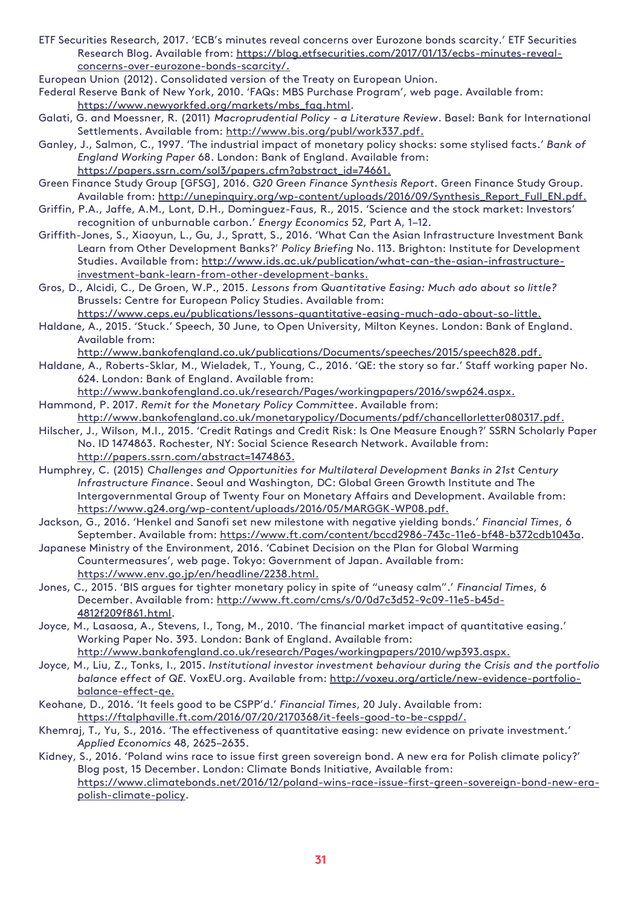ETF Securities Research, 2017. 'ECB's minutes reveal concerns over Eurozone bonds scarcity.' ETF Securities Research Blog. Available from: https://blog.etfsecurities.com/2017/01/13/ecbs-minutes-reveal-concerns-over-eurozone-bonds-scarcity/.

European Union (2012). Consolidated version of the Treaty on European Union.

Federal Reserve Bank of New York, 2010. 'FAQs: MBS Purchase Program', web page. Available from: https://www.newyorkfed.org/markets/mbs_faq.html.

Galati, G. and Moessner, R. (2011) *Macroprudential Policy - a Literature Review*. Basel: Bank for International Settlements. Available from: http://www.bis.org/publ/work337.pdf.

Ganley, J., Salmon, C., 1997. 'The industrial impact of monetary policy shocks: some stylised facts.' *Bank of England Working Paper* 68. London: Bank of England. Available from: https://papers.ssrn.com/sol3/papers.cfm?abstract_id=74661.

Green Finance Study Group [GFSG], 2016. *G20 Green Finance Synthesis Report*. Green Finance Study Group. Available from: http://unepinquiry.org/wp-content/uploads/2016/09/Synthesis_Report_Full_EN.pdf.

Griffin, P.A., Jaffe, A.M., Lont, D.H., Dominguez-Faus, R., 2015. 'Science and the stock market: Investors' recognition of unburnable carbon.' *Energy Economics* 52, Part A, 1–12.

Griffith-Jones, S., Xiaoyun, L., Gu, J., Spratt, S., 2016. 'What Can the Asian Infrastructure Investment Bank Learn from Other Development Banks?' *Policy Briefing* No. 113. Brighton: Institute for Development Studies. Available from: http://www.ids.ac.uk/publication/what-can-the-asian-infrastructure-investment-bank-learn-from-other-development-banks.

Gros, D., Alcidi, C., De Groen, W.P., 2015. *Lessons from Quantitative Easing: Much ado about so little?* Brussels: Centre for European Policy Studies. Available from: https://www.ceps.eu/publications/lessons-quantitative-easing-much-ado-about-so-little.

Haldane, A., 2015. 'Stuck.' Speech, 30 June, to Open University, Milton Keynes. London: Bank of England. Available from: http://www.bankofengland.co.uk/publications/Documents/speeches/2015/speech828.pdf.

Haldane, A., Roberts-Sklar, M., Wieladek, T., Young, C., 2016. 'QE: the story so far.' Staff working paper No. 624. London: Bank of England. Available from: http://www.bankofengland.co.uk/research/Pages/workingpapers/2016/swp624.aspx.

Hammond, P. 2017. *Remit for the Monetary Policy Committee*. Available from: http://www.bankofengland.co.uk/monetarypolicy/Documents/pdf/chancellorletter080317.pdf.

Hilscher, J., Wilson, M.I., 2015. 'Credit Ratings and Credit Risk: Is One Measure Enough?' SSRN Scholarly Paper No. ID 1474863. Rochester, NY: Social Science Research Network. Available from: http://papers.ssrn.com/abstract=1474863.

Humphrey, C. (2015) *Challenges and Opportunities for Multilateral Development Banks in 21st Century Infrastructure Finance*. Seoul and Washington, DC: Global Green Growth Institute and The Intergovernmental Group of Twenty Four on Monetary Affairs and Development. Available from: https://www.g24.org/wp-content/uploads/2016/05/MARGGK-WP08.pdf.

Jackson, G., 2016. 'Henkel and Sanofi set new milestone with negative yielding bonds.' *Financial Times*, 6 September. Available from: https://www.ft.com/content/bccd2986-743c-11e6-bf48-b372cdb1043a.

Japanese Ministry of the Environment, 2016. 'Cabinet Decision on the Plan for Global Warming Countermeasures', web page. Tokyo: Government of Japan. Available from: https://www.env.go.jp/en/headline/2238.html.

Jones, C., 2015. 'BIS argues for tighter monetary policy in spite of "uneasy calm".' *Financial Times*, 6 December. Available from: http://www.ft.com/cms/s/0/0d7c3d52-9c09-11e5-b45d-4812f209f861.html.

Joyce, M., Lasaosa, A., Stevens, I., Tong, M., 2010. 'The financial market impact of quantitative easing.' Working Paper No. 393. London: Bank of England. Available from: http://www.bankofengland.co.uk/research/Pages/workingpapers/2010/wp393.aspx.

Joyce, M., Liu, Z., Tonks, I., 2015. *Institutional investor investment behaviour during the Crisis and the portfolio balance effect of QE.* VoxEU.org. Available from: http://voxeu.org/article/new-evidence-portfolio-balance-effect-qe.

Keohane, D., 2016. 'It feels good to be CSPP'd.' *Financial Times*, 20 July. Available from: https://ftalphaville.ft.com/2016/07/20/2170368/it-feels-good-to-be-csppd/.

Khemraj, T., Yu, S., 2016. 'The effectiveness of quantitative easing: new evidence on private investment.' *Applied Economics* 48, 2625–2635.

Kidney, S., 2016. 'Poland wins race to issue first green sovereign bond. A new era for Polish climate policy?' Blog post, 15 December. London: Climate Bonds Initiative, Available from: https://www.climatebonds.net/2016/12/poland-wins-race-issue-first-green-sovereign-bond-new-era-polish-climate-policy.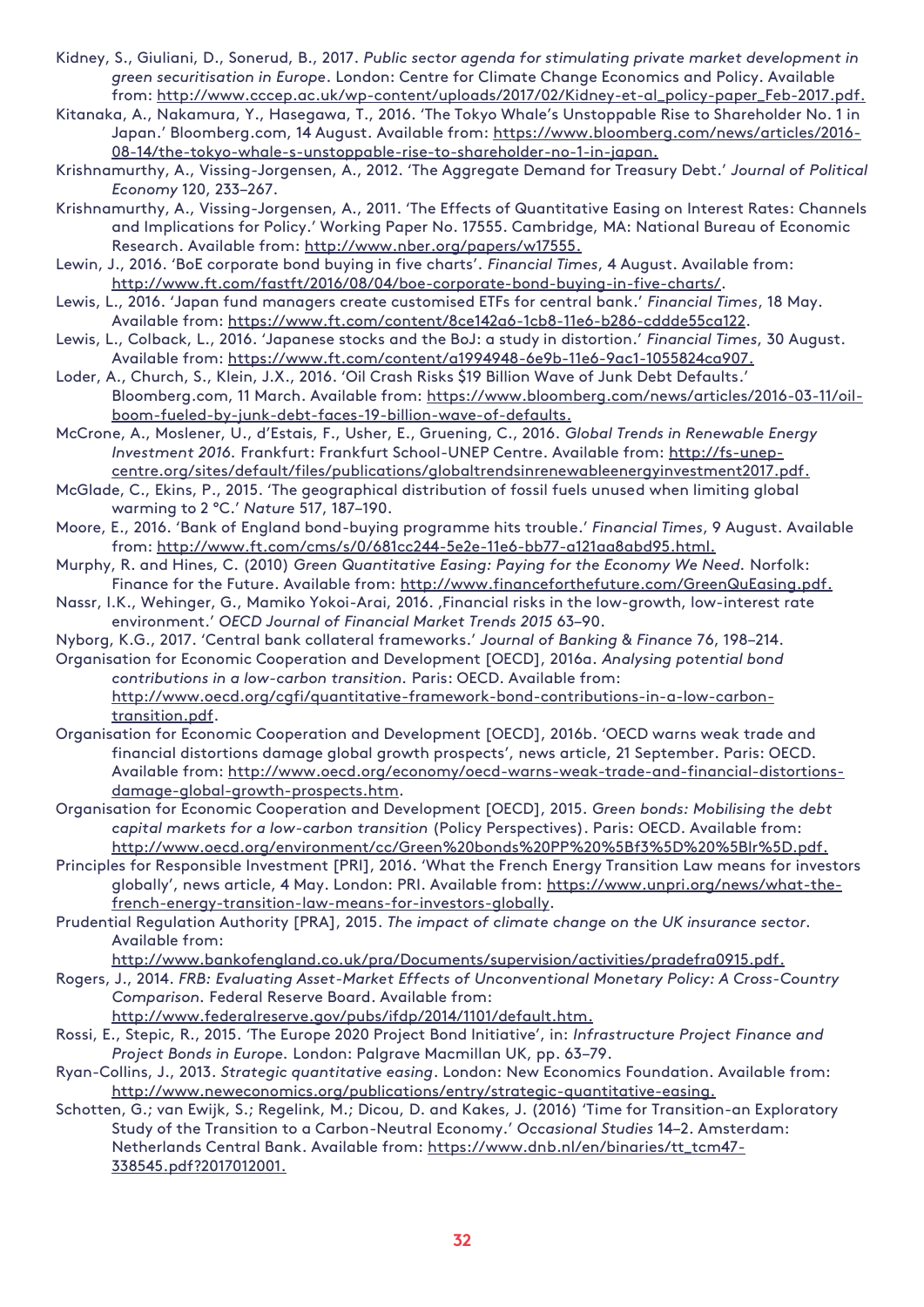Kidney, S., Giuliani, D., Sonerud, B., 2017. *Public sector agenda for stimulating private market development in green securitisation in Europe*. London: Centre for Climate Change Economics and Policy. Available from: http://www.cccep.ac.uk/wp-content/uploads/2017/02/Kidney-et-al_policy-paper_Feb-2017.pdf.

Kitanaka, A., Nakamura, Y., Hasegawa, T., 2016. 'The Tokyo Whale's Unstoppable Rise to Shareholder No. 1 in Japan.' Bloomberg.com, 14 August. Available from: https://www.bloomberg.com/news/articles/2016-08-14/the-tokyo-whale-s-unstoppable-rise-to-shareholder-no-1-in-japan.

Krishnamurthy, A., Vissing-Jorgensen, A., 2012. 'The Aggregate Demand for Treasury Debt.' *Journal of Political Economy* 120, 233–267.

Krishnamurthy, A., Vissing-Jorgensen, A., 2011. 'The Effects of Quantitative Easing on Interest Rates: Channels and Implications for Policy.' Working Paper No. 17555. Cambridge, MA: National Bureau of Economic Research. Available from: http://www.nber.org/papers/w17555.

Lewin, J., 2016. 'BoE corporate bond buying in five charts'. *Financial Times*, 4 August. Available from: http://www.ft.com/fastft/2016/08/04/boe-corporate-bond-buying-in-five-charts/.

Lewis, L., 2016. 'Japan fund managers create customised ETFs for central bank.' *Financial Times*, 18 May. Available from: https://www.ft.com/content/8ce142a6-1cb8-11e6-b286-cddde55ca122.

Lewis, L., Colback, L., 2016. 'Japanese stocks and the BoJ: a study in distortion.' *Financial Times*, 30 August. Available from: https://www.ft.com/content/a1994948-6e9b-11e6-9ac1-1055824ca907.

Loder, A., Church, S., Klein, J.X., 2016. 'Oil Crash Risks $19 Billion Wave of Junk Debt Defaults.' Bloomberg.com, 11 March. Available from: https://www.bloomberg.com/news/articles/2016-03-11/oil-boom-fueled-by-junk-debt-faces-19-billion-wave-of-defaults.

McCrone, A., Moslener, U., d'Estais, F., Usher, E., Gruening, C., 2016. *Global Trends in Renewable Energy Investment 2016.* Frankfurt: Frankfurt School-UNEP Centre. Available from: http://fs-unep-centre.org/sites/default/files/publications/globaltrendsinrenewableenergyinvestment2017.pdf.

McGlade, C., Ekins, P., 2015. 'The geographical distribution of fossil fuels unused when limiting global warming to 2 °C.' *Nature* 517, 187–190.

Moore, E., 2016. 'Bank of England bond-buying programme hits trouble.' *Financial Times*, 9 August. Available from: http://www.ft.com/cms/s/0/681cc244-5e2e-11e6-bb77-a121aa8abd95.html.

Murphy, R. and Hines, C. (2010) *Green Quantitative Easing: Paying for the Economy We Need.* Norfolk: Finance for the Future. Available from: http://www.financeforthefuture.com/GreenQuEasing.pdf.

Nassr, I.K., Wehinger, G., Mamiko Yokoi-Arai, 2016. ,Financial risks in the low-growth, low-interest rate environment.' *OECD Journal of Financial Market Trends 2015* 63–90.

Nyborg, K.G., 2017. 'Central bank collateral frameworks.' *Journal of Banking & Finance* 76, 198–214.

Organisation for Economic Cooperation and Development [OECD], 2016a. *Analysing potential bond contributions in a low-carbon transition.* Paris: OECD. Available from: http://www.oecd.org/cgfi/quantitative-framework-bond-contributions-in-a-low-carbon-transition.pdf.

Organisation for Economic Cooperation and Development [OECD], 2016b. 'OECD warns weak trade and financial distortions damage global growth prospects', news article, 21 September. Paris: OECD. Available from: http://www.oecd.org/economy/oecd-warns-weak-trade-and-financial-distortions-damage-global-growth-prospects.htm.

Organisation for Economic Cooperation and Development [OECD], 2015. *Green bonds: Mobilising the debt capital markets for a low-carbon transition* (Policy Perspectives). Paris: OECD. Available from: http://www.oecd.org/environment/cc/Green%20bonds%20PP%20%5Bf3%5D%20%5Blr%5D.pdf.

Principles for Responsible Investment [PRI], 2016. 'What the French Energy Transition Law means for investors globally', news article, 4 May. London: PRI. Available from: https://www.unpri.org/news/what-the-french-energy-transition-law-means-for-investors-globally.

Prudential Regulation Authority [PRA], 2015. *The impact of climate change on the UK insurance sector.* Available from: http://www.bankofengland.co.uk/pra/Documents/supervision/activities/pradefra0915.pdf.

Rogers, J., 2014. *FRB: Evaluating Asset-Market Effects of Unconventional Monetary Policy: A Cross-Country Comparison.* Federal Reserve Board. Available from: http://www.federalreserve.gov/pubs/ifdp/2014/1101/default.htm.

Rossi, E., Stepic, R., 2015. 'The Europe 2020 Project Bond Initiative', in: *Infrastructure Project Finance and Project Bonds in Europe.* London: Palgrave Macmillan UK, pp. 63–79.

Ryan-Collins, J., 2013. *Strategic quantitative easing*. London: New Economics Foundation. Available from: http://www.neweconomics.org/publications/entry/strategic-quantitative-easing.

Schotten, G.; van Ewijk, S.; Regelink, M.; Dicou, D. and Kakes, J. (2016) 'Time for Transition-an Exploratory Study of the Transition to a Carbon-Neutral Economy.' *Occasional Studies* 14–2. Amsterdam: Netherlands Central Bank. Available from: https://www.dnb.nl/en/binaries/tt_tcm47-338545.pdf?2017012001.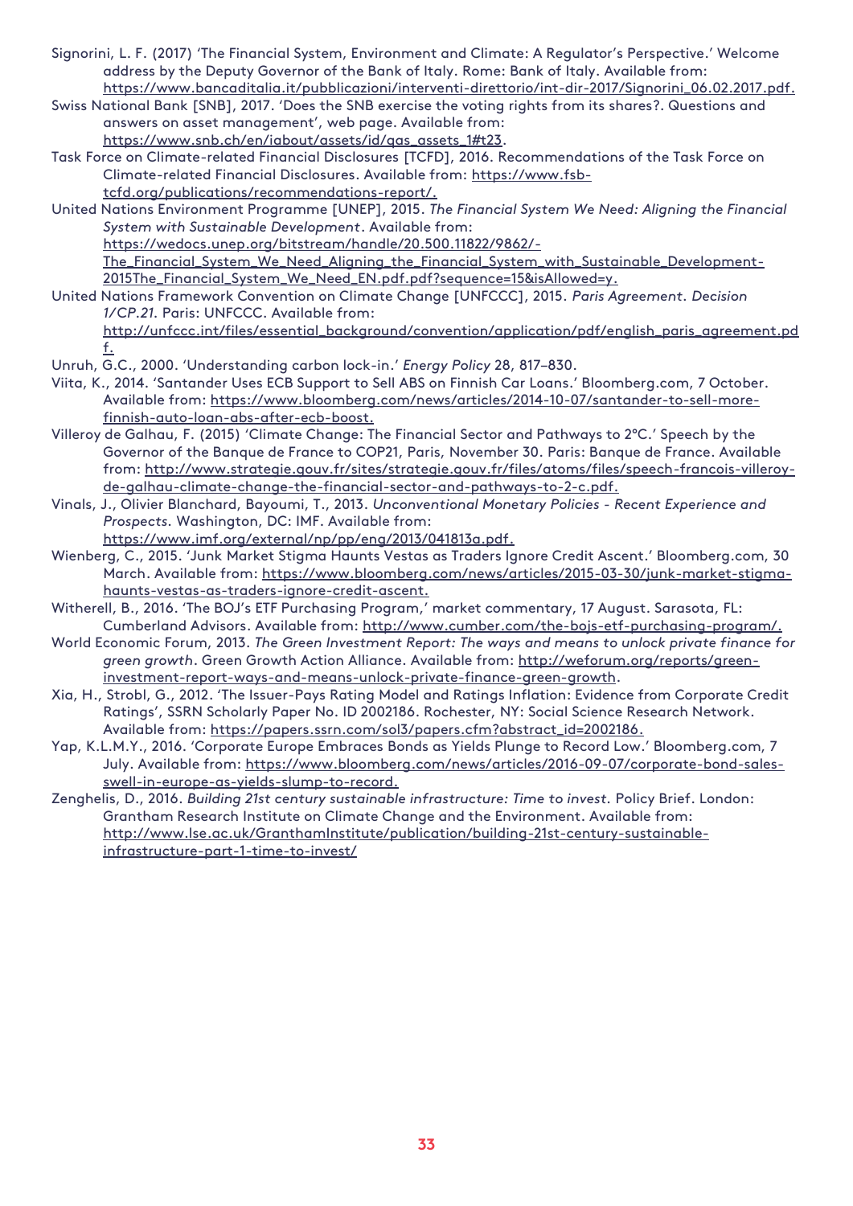Signorini, L. F. (2017) 'The Financial System, Environment and Climate: A Regulator's Perspective.' Welcome address by the Deputy Governor of the Bank of Italy. Rome: Bank of Italy. Available from: https://www.bancaditalia.it/pubblicazioni/interventi-direttorio/int-dir-2017/Signorini_06.02.2017.pdf.

Swiss National Bank [SNB], 2017. 'Does the SNB exercise the voting rights from its shares?. Questions and answers on asset management', web page. Available from: https://www.snb.ch/en/iabout/assets/id/qas_assets_1#t23.

Task Force on Climate-related Financial Disclosures [TCFD], 2016. Recommendations of the Task Force on Climate-related Financial Disclosures. Available from: https://www.fsb-tcfd.org/publications/recommendations-report/.

United Nations Environment Programme [UNEP], 2015. *The Financial System We Need: Aligning the Financial System with Sustainable Development*. Available from: https://wedocs.unep.org/bitstream/handle/20.500.11822/9862/-The_Financial_System_We_Need_Aligning_the_Financial_System_with_Sustainable_Development-2015The_Financial_System_We_Need_EN.pdf.pdf?sequence=15&isAllowed=y.

United Nations Framework Convention on Climate Change [UNFCCC], 2015. *Paris Agreement. Decision 1/CP.21.* Paris: UNFCCC. Available from: http://unfccc.int/files/essential_background/convention/application/pdf/english_paris_agreement.pdf.

Unruh, G.C., 2000. 'Understanding carbon lock-in.' *Energy Policy* 28, 817–830.

Viita, K., 2014. 'Santander Uses ECB Support to Sell ABS on Finnish Car Loans.' Bloomberg.com, 7 October. Available from: https://www.bloomberg.com/news/articles/2014-10-07/santander-to-sell-more-finnish-auto-loan-abs-after-ecb-boost.

Villeroy de Galhau, F. (2015) 'Climate Change: The Financial Sector and Pathways to 2°C.' Speech by the Governor of the Banque de France to COP21, Paris, November 30. Paris: Banque de France. Available from: http://www.strategie.gouv.fr/sites/strategie.gouv.fr/files/atoms/files/speech-francois-villeroy-de-galhau-climate-change-the-financial-sector-and-pathways-to-2-c.pdf.

Vinals, J., Olivier Blanchard, Bayoumi, T., 2013. *Unconventional Monetary Policies - Recent Experience and Prospects*. Washington, DC: IMF. Available from: https://www.imf.org/external/np/pp/eng/2013/041813a.pdf.

Wienberg, C., 2015. 'Junk Market Stigma Haunts Vestas as Traders Ignore Credit Ascent.' Bloomberg.com, 30 March. Available from: https://www.bloomberg.com/news/articles/2015-03-30/junk-market-stigma-haunts-vestas-as-traders-ignore-credit-ascent.

Witherell, B., 2016. 'The BOJ's ETF Purchasing Program,' market commentary, 17 August. Sarasota, FL: Cumberland Advisors. Available from: http://www.cumber.com/the-bojs-etf-purchasing-program/.

World Economic Forum, 2013. *The Green Investment Report: The ways and means to unlock private finance for green growth*. Green Growth Action Alliance. Available from: http://weforum.org/reports/green-investment-report-ways-and-means-unlock-private-finance-green-growth.

Xia, H., Strobl, G., 2012. 'The Issuer-Pays Rating Model and Ratings Inflation: Evidence from Corporate Credit Ratings', SSRN Scholarly Paper No. ID 2002186. Rochester, NY: Social Science Research Network. Available from: https://papers.ssrn.com/sol3/papers.cfm?abstract_id=2002186.

Yap, K.L.M.Y., 2016. 'Corporate Europe Embraces Bonds as Yields Plunge to Record Low.' Bloomberg.com, 7 July. Available from: https://www.bloomberg.com/news/articles/2016-09-07/corporate-bond-sales-swell-in-europe-as-yields-slump-to-record.

Zenghelis, D., 2016. *Building 21st century sustainable infrastructure: Time to invest.* Policy Brief. London: Grantham Research Institute on Climate Change and the Environment. Available from: http://www.lse.ac.uk/GranthamInstitute/publication/building-21st-century-sustainable-infrastructure-part-1-time-to-invest/